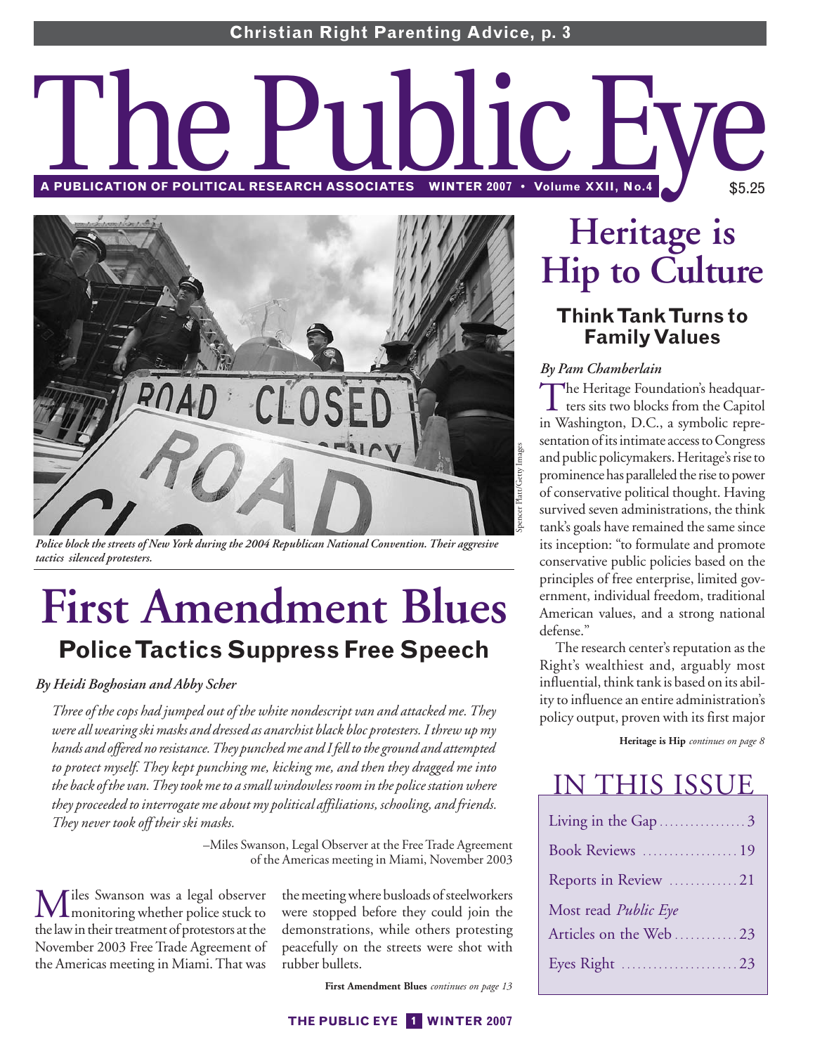**Christian Right Parenting Advice, p. 3**

# The Public Eye

A PUBLICATION OF POLITICAL RESEARCH ASSOCIATES WINTER 2007 • Volume XXII, No.4 $5.25

*Police block the streets of New York during the 2004 Republican National Convention. Their aggresive tactics silenced protesters.*

Spencer Platt/Getty Images

# First Amendment Blues

## Police Tactics Suppress Free Speech

*By Heidi Boghosian and Abby Scher*

> *Three of the cops had jumped out of the white nondescript van and attacked me. They were all wearing ski masks and dressed as anarchist black bloc protesters. I threw up my hands and offered no resistance. They punched me and I fell to the ground and attempted to protect myself. They kept punching me, kicking me, and then they dragged me into the back of the van. They took me to a small windowless room in the police station where they proceeded to interrogate me about my political affiliations, schooling, and friends. They never took off their ski masks.*
>
> –Miles Swanson, Legal Observer at the Free Trade Agreement of the Americas meeting in Miami, November 2003

Miles Swanson was a legal observer monitoring whether police stuck to the law in their treatment of protestors at the November 2003 Free Trade Agreement of the Americas meeting in Miami. That was the meeting where busloads of steelworkers were stopped before they could join the demonstrations, while others protesting peacefully on the streets were shot with rubber bullets.

**First Amendment Blues** *continues on page 13*

# Heritage is Hip to Culture

## Think Tank Turns to Family Values

*By Pam Chamberlain*

The Heritage Foundation's headquarters sits two blocks from the Capitol in Washington, D.C., a symbolic representation of its intimate access to Congress and public policymakers. Heritage's rise to prominence has paralleled the rise to power of conservative political thought. Having survived seven administrations, the think tank's goals have remained the same since its inception: "to formulate and promote conservative public policies based on the principles of free enterprise, limited government, individual freedom, traditional American values, and a strong national defense."

The research center's reputation as the Right's wealthiest and, arguably most influential, think tank is based on its ability to influence an entire administration's policy output, proven with its first major

**Heritage is Hip** *continues on page 8*

## IN THIS ISSUE

- Living in the Gap ................. 3
- Book Reviews .................. 19
- Reports in Review ............. 21
- Most read *Public Eye* Articles on the Web ............ 23
- Eyes Right ...................... 23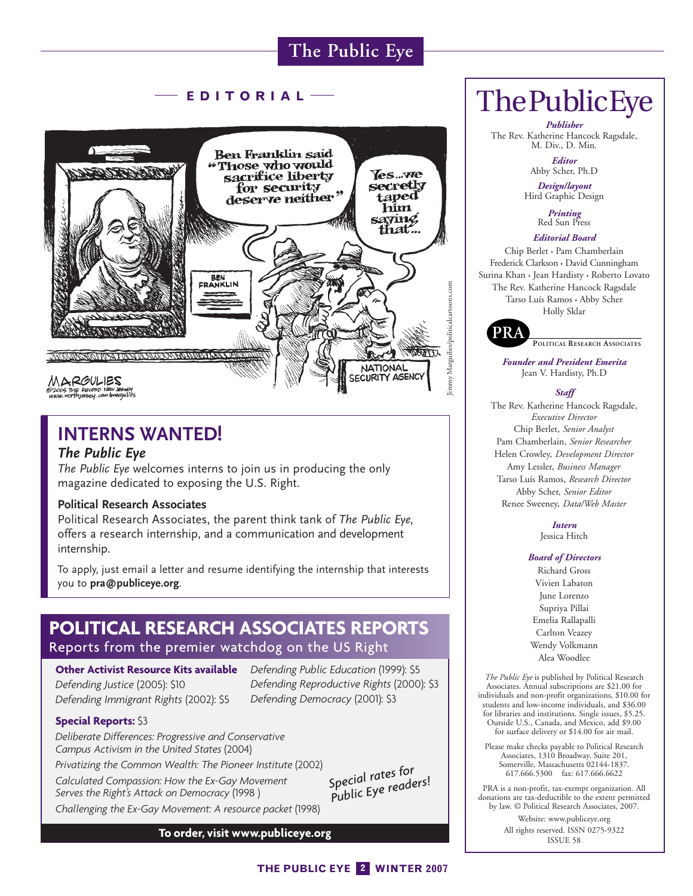## EDITORIAL

Ben Franklin said "Those who would sacrifice liberty for security deserve neither"

Yes...we secretly taped him saying that...

BEN FRANKLIN

NATIONAL SECURITY AGENCY

MARGULIES ©2005 THE RECORD NEW JERSEY www.northjersey.com/margulies

Jimmy Margulies/politicalcartoons.com

## INTERNS WANTED!

### *The Public Eye*

*The Public Eye* welcomes interns to join us in producing the only magazine dedicated to exposing the U.S. Right.

### Political Research Associates

Political Research Associates, the parent think tank of *The Public Eye,* offers a research internship, and a communication and development internship.

To apply, just email a letter and resume identifying the internship that interests you to **pra@publiceye.org**.

## POLITICAL RESEARCH ASSOCIATES REPORTS

Reports from the premier watchdog on the US Right

**Other Activist Resource Kits available**

*Defending Justice* (2005): $10
*Defending Immigrant Rights* (2002): $5
*Defending Public Education* (1999): $5
*Defending Reproductive Rights* (2000): $3
*Defending Democracy* (2001): $3

**Special Reports:** $3

*Deliberate Differences: Progressive and Conservative Campus Activism in the United States* (2004)
*Privatizing the Common Wealth: The Pioneer Institute* (2002)
*Calculated Compassion: How the Ex-Gay Movement Serves the Right's Attack on Democracy* (1998 )
*Challenging the Ex-Gay Movement: A resource packet* (1998)

*Special rates for Public Eye readers!*

**To order, visit www.publiceye.org**

# The Public Eye

***Publisher***
The Rev. Katherine Hancock Ragsdale, M. Div., D. Min.

***Editor***
Abby Scher, Ph.D

***Design/layout***
Hird Graphic Design

***Printing***
Red Sun Press

***Editorial Board***
Chip Berlet • Pam Chamberlain
Frederick Clarkson • David Cunningham
Surina Khan • Jean Hardisty • Roberto Lovato
The Rev. Katherine Hancock Ragsdale
Tarso Luís Ramos • Abby Scher
Holly Sklar

**PRA** POLITICAL RESEARCH ASSOCIATES

***Founder and President Emerita***
Jean V. Hardisty, Ph.D

***Staff***
The Rev. Katherine Hancock Ragsdale, *Executive Director*
Chip Berlet, *Senior Analyst*
Pam Chamberlain, *Senior Researcher*
Helen Crowley, *Development Director*
Amy Lessler, *Business Manager*
Tarso Luís Ramos, *Research Director*
Abby Scher, *Senior Editor*
Renee Sweeney, *Data/Web Master*

***Intern***
Jessica Hitch

***Board of Directors***
Richard Gross
Vivien Labaton
June Lorenzo
Supriya Pillai
Emelia Rallapalli
Carlton Veazey
Wendy Volkmann
Alea Woodlee

*The Public Eye* is published by Political Research Associates. Annual subscriptions are $21.00 for individuals and non-profit organizations, $10.00 for students and low-income individuals, and $36.00 for libraries and institutions. Single issues, $5.25. Outside U.S., Canada, and Mexico, add $9.00 for surface delivery or $14.00 for air mail.

Please make checks payable to Political Research Associates, 1310 Broadway, Suite 201, Somerville, Massachusetts 02144-1837. 617.666.5300 fax: 617.666.6622

PRA is a non-profit, tax-exempt organization. All donations are tax-deductible to the extent permitted by law. © Political Research Associates, 2007.

Website: www.publiceye.org
All rights reserved. ISSN 0275-9322
ISSUE 58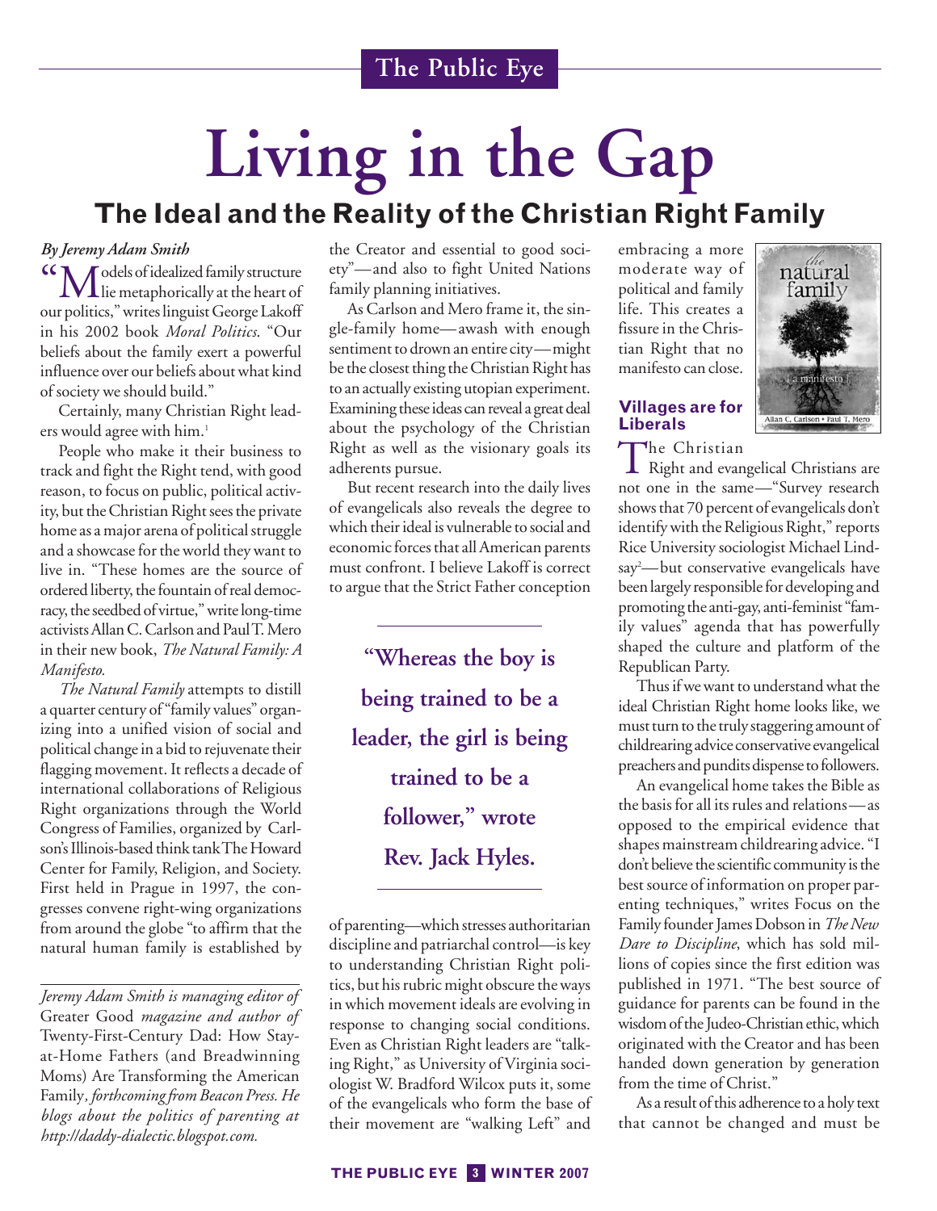# Living in the Gap

## The Ideal and the Reality of the Christian Right Family

*By Jeremy Adam Smith*

"Models of idealized family structure lie metaphorically at the heart of our politics," writes linguist George Lakoff in his 2002 book *Moral Politics*. "Our beliefs about the family exert a powerful influence over our beliefs about what kind of society we should build."

Certainly, many Christian Right leaders would agree with him.[1]

People who make it their business to track and fight the Right tend, with good reason, to focus on public, political activity, but the Christian Right sees the private home as a major arena of political struggle and a showcase for the world they want to live in. "These homes are the source of ordered liberty, the fountain of real democracy, the seedbed of virtue," write long-time activists Allan C. Carlson and Paul T. Mero in their new book, *The Natural Family: A Manifesto.*

*The Natural Family* attempts to distill a quarter century of "family values" organizing into a unified vision of social and political change in a bid to rejuvenate their flagging movement. It reflects a decade of international collaborations of Religious Right organizations through the World Congress of Families, organized by Carlson's Illinois-based think tank The Howard Center for Family, Religion, and Society. First held in Prague in 1997, the congresses convene right-wing organizations from around the globe "to affirm that the natural human family is established by the Creator and essential to good society"—and also to fight United Nations family planning initiatives.

As Carlson and Mero frame it, the single-family home—awash with enough sentiment to drown an entire city—might be the closest thing the Christian Right has to an actually existing utopian experiment. Examining these ideas can reveal a great deal about the psychology of the Christian Right as well as the visionary goals its adherents pursue.

But recent research into the daily lives of evangelicals also reveals the degree to which their ideal is vulnerable to social and economic forces that all American parents must confront. I believe Lakoff is correct to argue that the Strict Father conception of parenting—which stresses authoritarian discipline and patriarchal control—is key to understanding Christian Right politics, but his rubric might obscure the ways in which movement ideals are evolving in response to changing social conditions. Even as Christian Right leaders are "talking Right," as University of Virginia sociologist W. Bradford Wilcox puts it, some of the evangelicals who form the base of their movement are "walking Left" and embracing a more moderate way of political and family life. This creates a fissure in the Christian Right that no manifesto can close.

> **"Whereas the boy is being trained to be a leader, the girl is being trained to be a follower," wrote Rev. Jack Hyles.**

### Villages are for Liberals

The Christian Right and evangelical Christians are not one in the same—"Survey research shows that 70 percent of evangelicals don't identify with the Religious Right," reports Rice University sociologist Michael Lindsay[2]—but conservative evangelicals have been largely responsible for developing and promoting the anti-gay, anti-feminist "family values" agenda that has powerfully shaped the culture and platform of the Republican Party.

Thus if we want to understand what the ideal Christian Right home looks like, we must turn to the truly staggering amount of childrearing advice conservative evangelical preachers and pundits dispense to followers.

An evangelical home takes the Bible as the basis for all its rules and relations—as opposed to the empirical evidence that shapes mainstream childrearing advice. "I don't believe the scientific community is the best source of information on proper parenting techniques," writes Focus on the Family founder James Dobson in *The New Dare to Discipline*, which has sold millions of copies since the first edition was published in 1971. "The best source of guidance for parents can be found in the wisdom of the Judeo-Christian ethic, which originated with the Creator and has been handed down generation by generation from the time of Christ."

As a result of this adherence to a holy text that cannot be changed and must be

---

*Jeremy Adam Smith is managing editor of* Greater Good *magazine and author of* Twenty-First-Century Dad: How Stay-at-Home Fathers (and Breadwinning Moms) Are Transforming the American Family*, forthcoming from Beacon Press. He blogs about the politics of parenting at http://daddy-dialectic.blogspot.com.*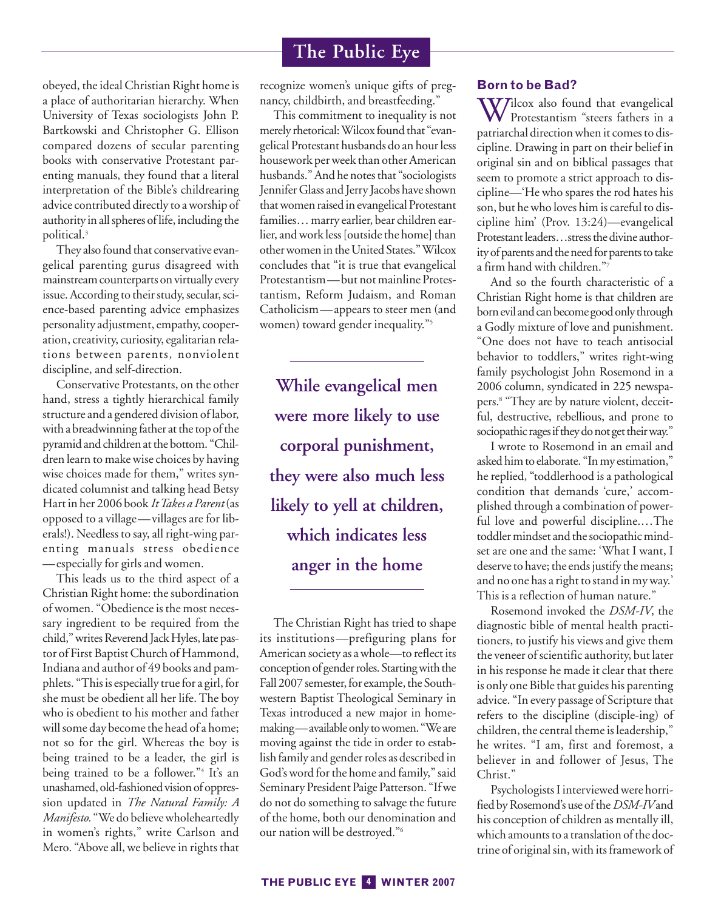obeyed, the ideal Christian Right home is a place of authoritarian hierarchy. When University of Texas sociologists John P. Bartkowski and Christopher G. Ellison compared dozens of secular parenting books with conservative Protestant parenting manuals, they found that a literal interpretation of the Bible's childrearing advice contributed directly to a worship of authority in all spheres of life, including the political.[3]

They also found that conservative evangelical parenting gurus disagreed with mainstream counterparts on virtually every issue. According to their study, secular, science-based parenting advice emphasizes personality adjustment, empathy, cooperation, creativity, curiosity, egalitarian relations between parents, nonviolent discipline, and self-direction.

Conservative Protestants, on the other hand, stress a tightly hierarchical family structure and a gendered division of labor, with a breadwinning father at the top of the pyramid and children at the bottom. "Children learn to make wise choices by having wise choices made for them," writes syndicated columnist and talking head Betsy Hart in her 2006 book *It Takes a Parent* (as opposed to a village—villages are for liberals!). Needless to say, all right-wing parenting manuals stress obedience —especially for girls and women.

This leads us to the third aspect of a Christian Right home: the subordination of women. "Obedience is the most necessary ingredient to be required from the child," writes Reverend Jack Hyles, late pastor of First Baptist Church of Hammond, Indiana and author of 49 books and pamphlets. "This is especially true for a girl, for she must be obedient all her life. The boy who is obedient to his mother and father will some day become the head of a home; not so for the girl. Whereas the boy is being trained to be a leader, the girl is being trained to be a follower."[4] It's an unashamed, old-fashioned vision of oppression updated in *The Natural Family: A Manifesto.* "We do believe wholeheartedly in women's rights," write Carlson and Mero. "Above all, we believe in rights that recognize women's unique gifts of pregnancy, childbirth, and breastfeeding."

This commitment to inequality is not merely rhetorical: Wilcox found that "evangelical Protestant husbands do an hour less housework per week than other American husbands." And he notes that "sociologists Jennifer Glass and Jerry Jacobs have shown that women raised in evangelical Protestant families… marry earlier, bear children earlier, and work less [outside the home] than other women in the United States." Wilcox concludes that "it is true that evangelical Protestantism—but not mainline Protestantism, Reform Judaism, and Roman Catholicism—appears to steer men (and women) toward gender inequality."[5]

**While evangelical men were more likely to use corporal punishment, they were also much less likely to yell at children, which indicates less anger in the home**

The Christian Right has tried to shape its institutions—prefiguring plans for American society as a whole—to reflect its conception of gender roles. Starting with the Fall 2007 semester, for example, the Southwestern Baptist Theological Seminary in Texas introduced a new major in homemaking—available only to women. "We are moving against the tide in order to establish family and gender roles as described in God's word for the home and family," said Seminary President Paige Patterson. "If we do not do something to salvage the future of the home, both our denomination and our nation will be destroyed."[6]

## Born to be Bad?

Wilcox also found that evangelical Protestantism "steers fathers in a patriarchal direction when it comes to discipline. Drawing in part on their belief in original sin and on biblical passages that seem to promote a strict approach to discipline—'He who spares the rod hates his son, but he who loves him is careful to discipline him' (Prov. 13:24)—evangelical Protestant leaders…stress the divine authority of parents and the need for parents to take a firm hand with children."[7]

And so the fourth characteristic of a Christian Right home is that children are born evil and can become good only through a Godly mixture of love and punishment. "One does not have to teach antisocial behavior to toddlers," writes right-wing family psychologist John Rosemond in a 2006 column, syndicated in 225 newspapers.[8] "They are by nature violent, deceitful, destructive, rebellious, and prone to sociopathic rages if they do not get their way."

I wrote to Rosemond in an email and asked him to elaborate. "In my estimation," he replied, "toddlerhood is a pathological condition that demands 'cure,' accomplished through a combination of powerful love and powerful discipline.…The toddler mindset and the sociopathic mindset are one and the same: 'What I want, I deserve to have; the ends justify the means; and no one has a right to stand in my way.' This is a reflection of human nature."

Rosemond invoked the *DSM-IV*, the diagnostic bible of mental health practitioners, to justify his views and give them the veneer of scientific authority, but later in his response he made it clear that there is only one Bible that guides his parenting advice. "In every passage of Scripture that refers to the discipline (disciple-ing) of children, the central theme is leadership," he writes. "I am, first and foremost, a believer in and follower of Jesus, The Christ."

Psychologists I interviewed were horrified by Rosemond's use of the *DSM-IV* and his conception of children as mentally ill, which amounts to a translation of the doctrine of original sin, with its framework of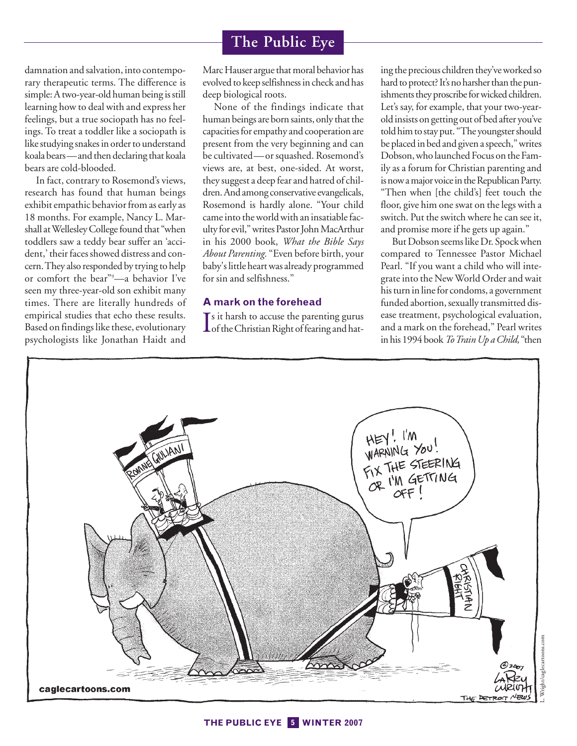damnation and salvation, into contemporary therapeutic terms. The difference is simple: A two-year-old human being is still learning how to deal with and express her feelings, but a true sociopath has no feelings. To treat a toddler like a sociopath is like studying snakes in order to understand koala bears—and then declaring that koala bears are cold-blooded.

In fact, contrary to Rosemond's views, research has found that human beings exhibit empathic behavior from as early as 18 months. For example, Nancy L. Marshall at Wellesley College found that "when toddlers saw a teddy bear suffer an 'accident,' their faces showed distress and concern. They also responded by trying to help or comfort the bear"[9]—a behavior I've seen my three-year-old son exhibit many times. There are literally hundreds of empirical studies that echo these results. Based on findings like these, evolutionary psychologists like Jonathan Haidt and Marc Hauser argue that moral behavior has evolved to keep selfishness in check and has deep biological roots.

None of the findings indicate that human beings are born saints, only that the capacities for empathy and cooperation are present from the very beginning and can be cultivated—or squashed. Rosemond's views are, at best, one-sided. At worst, they suggest a deep fear and hatred of children. And among conservative evangelicals, Rosemond is hardly alone. "Your child came into the world with an insatiable faculty for evil," writes Pastor John MacArthur in his 2000 book, *What the Bible Says About Parenting.* "Even before birth, your baby's little heart was already programmed for sin and selfishness."

### A mark on the forehead

Is it harsh to accuse the parenting gurus of the Christian Right of fearing and hating the precious children they've worked so hard to protect? It's no harsher than the punishments they proscribe for wicked children. Let's say, for example, that your two-year-old insists on getting out of bed after you've told him to stay put. "The youngster should be placed in bed and given a speech," writes Dobson, who launched Focus on the Family as a forum for Christian parenting and is now a major voice in the Republican Party. "Then when [the child's] feet touch the floor, give him one swat on the legs with a switch. Put the switch where he can see it, and promise more if he gets up again."

But Dobson seems like Dr. Spock when compared to Tennessee Pastor Michael Pearl. "If you want a child who will integrate into the New World Order and wait his turn in line for condoms, a government funded abortion, sexually transmitted disease treatment, psychological evaluation, and a mark on the forehead," Pearl writes in his 1994 book *To Train Up a Child,* "then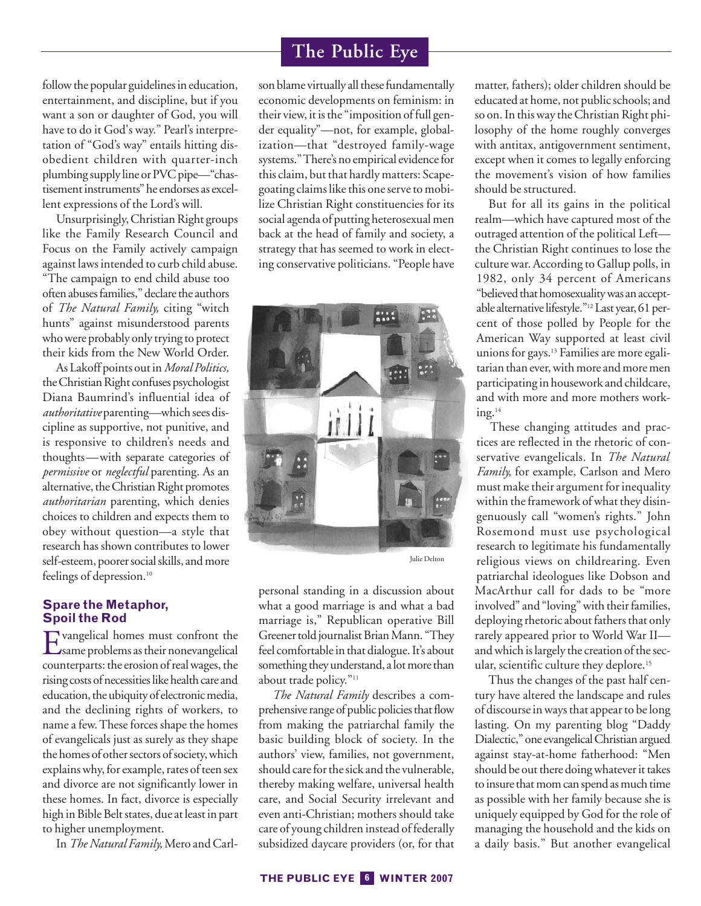follow the popular guidelines in education, entertainment, and discipline, but if you want a son or daughter of God, you will have to do it God's way." Pearl's interpretation of "God's way" entails hitting disobedient children with quarter-inch plumbing supply line or PVC pipe—"chastisement instruments" he endorses as excellent expressions of the Lord's will.

Unsurprisingly, Christian Right groups like the Family Research Council and Focus on the Family actively campaign against laws intended to curb child abuse. "The campaign to end child abuse too often abuses families," declare the authors of *The Natural Family,* citing "witch hunts" against misunderstood parents who were probably only trying to protect their kids from the New World Order.

As Lakoff points out in *Moral Politics,* the Christian Right confuses psychologist Diana Baumrind's influential idea of *authoritative* parenting—which sees discipline as supportive, not punitive, and is responsive to children's needs and thoughts—with separate categories of *permissive* or *neglectful* parenting. As an alternative, the Christian Right promotes *authoritarian* parenting, which denies choices to children and expects them to obey without question—a style that research has shown contributes to lower self-esteem, poorer social skills, and more feelings of depression.[10]

## Spare the Metaphor, Spoil the Rod

Evangelical homes must confront the same problems as their nonevangelical counterparts: the erosion of real wages, the rising costs of necessities like health care and education, the ubiquity of electronic media, and the declining rights of workers, to name a few. These forces shape the homes of evangelicals just as surely as they shape the homes of other sectors of society, which explains why, for example, rates of teen sex and divorce are not significantly lower in these homes. In fact, divorce is especially high in Bible Belt states, due at least in part to higher unemployment.

In *The Natural Family,* Mero and Carlson blame virtually all these fundamentally economic developments on feminism: in their view, it is the "imposition of full gender equality"—not, for example, globalization—that "destroyed family-wage systems." There's no empirical evidence for this claim, but that hardly matters: Scapegoating claims like this one serve to mobilize Christian Right constituencies for its social agenda of putting heterosexual men back at the head of family and society, a strategy that has seemed to work in electing conservative politicians. "People have personal standing in a discussion about what a good marriage is and what a bad marriage is," Republican operative Bill Greener told journalist Brian Mann. "They feel comfortable in that dialogue. It's about something they understand, a lot more than about trade policy."[11]

Julie Delton

*The Natural Family* describes a comprehensive range of public policies that flow from making the patriarchal family the basic building block of society. In the authors' view, families, not government, should care for the sick and the vulnerable, thereby making welfare, universal health care, and Social Security irrelevant and even anti-Christian; mothers should take care of young children instead of federally subsidized daycare providers (or, for that matter, fathers); older children should be educated at home, not public schools; and so on. In this way the Christian Right philosophy of the home roughly converges with antitax, antigovernment sentiment, except when it comes to legally enforcing the movement's vision of how families should be structured.

But for all its gains in the political realm—which have captured most of the outraged attention of the political Left—the Christian Right continues to lose the culture war. According to Gallup polls, in 1982, only 34 percent of Americans "believed that homosexuality was an acceptable alternative lifestyle."[12] Last year, 61 percent of those polled by People for the American Way supported at least civil unions for gays.[13] Families are more egalitarian than ever, with more and more men participating in housework and childcare, and with more and more mothers working.[14]

These changing attitudes and practices are reflected in the rhetoric of conservative evangelicals. In *The Natural Family,* for example, Carlson and Mero must make their argument for inequality within the framework of what they disingenuously call "women's rights." John Rosemond must use psychological research to legitimate his fundamentally religious views on childrearing. Even patriarchal ideologues like Dobson and MacArthur call for dads to be "more involved" and "loving" with their families, deploying rhetoric about fathers that only rarely appeared prior to World War II—and which is largely the creation of the secular, scientific culture they deplore.[15]

Thus the changes of the past half century have altered the landscape and rules of discourse in ways that appear to be long lasting. On my parenting blog "Daddy Dialectic," one evangelical Christian argued against stay-at-home fatherhood: "Men should be out there doing whatever it takes to insure that mom can spend as much time as possible with her family because she is uniquely equipped by God for the role of managing the household and the kids on a daily basis." But another evangelical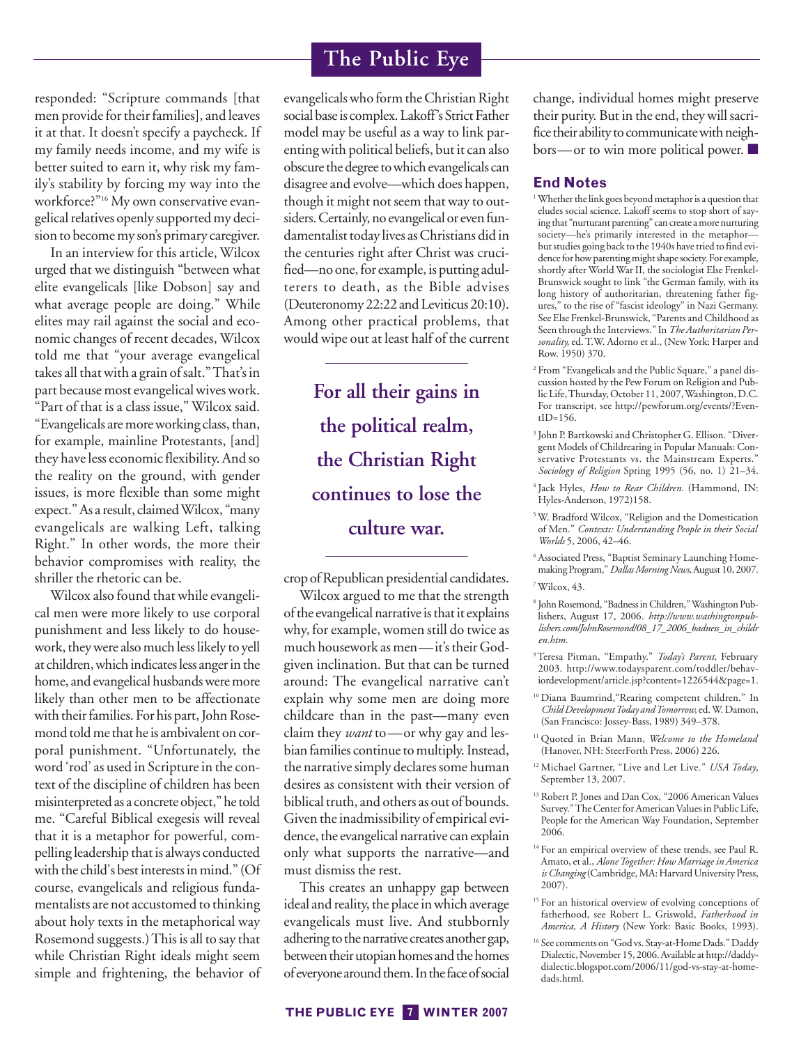responded: "Scripture commands [that men provide for their families], and leaves it at that. It doesn't specify a paycheck. If my family needs income, and my wife is better suited to earn it, why risk my family's stability by forcing my way into the workforce?"[16] My own conservative evangelical relatives openly supported my decision to become my son's primary caregiver.

In an interview for this article, Wilcox urged that we distinguish "between what elite evangelicals [like Dobson] say and what average people are doing." While elites may rail against the social and economic changes of recent decades, Wilcox told me that "your average evangelical takes all that with a grain of salt." That's in part because most evangelical wives work. "Part of that is a class issue," Wilcox said. "Evangelicals are more working class, than, for example, mainline Protestants, [and] they have less economic flexibility. And so the reality on the ground, with gender issues, is more flexible than some might expect." As a result, claimed Wilcox, "many evangelicals are walking Left, talking Right." In other words, the more their behavior compromises with reality, the shriller the rhetoric can be.

Wilcox also found that while evangelical men were more likely to use corporal punishment and less likely to do housework, they were also much less likely to yell at children, which indicates less anger in the home, and evangelical husbands were more likely than other men to be affectionate with their families. For his part, John Rosemond told me that he is ambivalent on corporal punishment. "Unfortunately, the word 'rod' as used in Scripture in the context of the discipline of children has been misinterpreted as a concrete object," he told me. "Careful Biblical exegesis will reveal that it is a metaphor for powerful, compelling leadership that is always conducted with the child's best interests in mind." (Of course, evangelicals and religious fundamentalists are not accustomed to thinking about holy texts in the metaphorical way Rosemond suggests.) This is all to say that while Christian Right ideals might seem simple and frightening, the behavior of evangelicals who form the Christian Right social base is complex. Lakoff's Strict Father model may be useful as a way to link parenting with political beliefs, but it can also obscure the degree to which evangelicals can disagree and evolve—which does happen, though it might not seem that way to outsiders. Certainly, no evangelical or even fundamentalist today lives as Christians did in the centuries right after Christ was crucified—no one, for example, is putting adulterers to death, as the Bible advises (Deuteronomy 22:22 and Leviticus 20:10). Among other practical problems, that would wipe out at least half of the current crop of Republican presidential candidates.

**For all their gains in the political realm, the Christian Right continues to lose the culture war.**

Wilcox argued to me that the strength of the evangelical narrative is that it explains why, for example, women still do twice as much housework as men—it's their God-given inclination. But that can be turned around: The evangelical narrative can't explain why some men are doing more childcare than in the past—many even claim they *want* to—or why gay and lesbian families continue to multiply. Instead, the narrative simply declares some human desires as consistent with their version of biblical truth, and others as out of bounds. Given the inadmissibility of empirical evidence, the evangelical narrative can explain only what supports the narrative—and must dismiss the rest.

This creates an unhappy gap between ideal and reality, the place in which average evangelicals must live. And stubbornly adhering to the narrative creates another gap, between their utopian homes and the homes of everyone around them. In the face of social change, individual homes might preserve their purity. But in the end, they will sacrifice their ability to communicate with neighbors—or to win more political power. ■

## End Notes

1. Whether the link goes beyond metaphor is a question that eludes social science. Lakoff seems to stop short of saying that "nurturant parenting" can create a more nurturing society—he's primarily interested in the metaphor—but studies going back to the 1940s have tried to find evidence for how parenting might shape society. For example, shortly after World War II, the sociologist Else Frenkel-Brunswick sought to link "the German family, with its long history of authoritarian, threatening father figures," to the rise of "fascist ideology" in Nazi Germany. See Else Frenkel-Brunswick, "Parents and Childhood as Seen through the Interviews." In *The Authoritarian Personality,* ed. T.W. Adorno et al., (New York: Harper and Row. 1950) 370.
2. From "Evangelicals and the Public Square," a panel discussion hosted by the Pew Forum on Religion and Public Life, Thursday, October 11, 2007, Washington, D.C. For transcript, see http://pewforum.org/events/?EventID=156.
3. John P. Bartkowski and Christopher G. Ellison. "Divergent Models of Childrearing in Popular Manuals: Conservative Protestants vs. the Mainstream Experts." *Sociology of Religion* Spring 1995 (56, no. 1) 21–34.
4. Jack Hyles, *How to Rear Children.* (Hammond, IN: Hyles-Anderson, 1972)158.
5. W. Bradford Wilcox, "Religion and the Domestication of Men." *Contexts: Understanding People in their Social Worlds* 5, 2006, 42–46.
6. Associated Press, "Baptist Seminary Launching Homemaking Program," *Dallas Morning News,* August 10, 2007.
7. Wilcox, 43.
8. John Rosemond, "Badness in Children," Washington Publishers, August 17, 2006. *http://www.washingtonpublishers.com/JohnRosemond/08_17_2006_badness_in_children.htm.*
9. Teresa Pitman, "Empathy." *Today's Parent,* February 2003. http://www.todaysparent.com/toddler/behaviordevelopment/article.jsp?content=1226544&page=1.
10. Diana Baumrind,"Rearing competent children." In *Child Development Today and Tomorrow,* ed. W. Damon, (San Francisco: Jossey-Bass, 1989) 349–378.
11. Quoted in Brian Mann, *Welcome to the Homeland* (Hanover, NH: SteerForth Press, 2006) 226.
12. Michael Gartner, "Live and Let Live." *USA Today*, September 13, 2007.
13. Robert P. Jones and Dan Cox, "2006 American Values Survey." The Center for American Values in Public Life, People for the American Way Foundation, September 2006.
14. For an empirical overview of these trends, see Paul R. Amato, et al., *Alone Together: How Marriage in America is Changing* (Cambridge, MA: Harvard University Press, 2007).
15. For an historical overview of evolving conceptions of fatherhood, see Robert L. Griswold, *Fatherhood in America, A History* (New York: Basic Books, 1993).
16. See comments on "God vs. Stay-at-Home Dads." Daddy Dialectic, November 15, 2006. Available at http://daddy-dialectic.blogspot.com/2006/11/god-vs-stay-at-home-dads.html.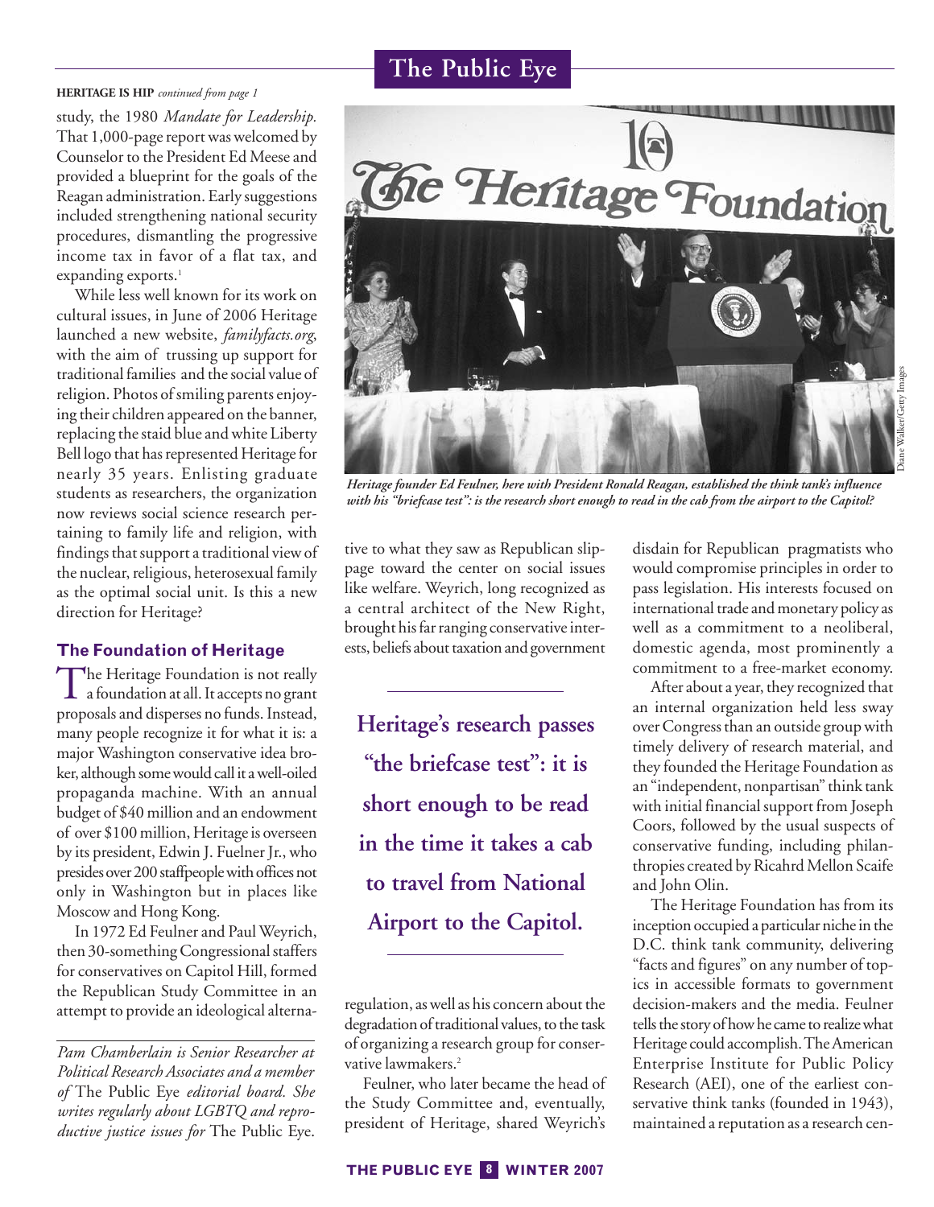**HERITAGE IS HIP** *continued from page 1*

study, the 1980 *Mandate for Leadership.* That 1,000-page report was welcomed by Counselor to the President Ed Meese and provided a blueprint for the goals of the Reagan administration. Early suggestions included strengthening national security procedures, dismantling the progressive income tax in favor of a flat tax, and expanding exports.[1]

While less well known for its work on cultural issues, in June of 2006 Heritage launched a new website, *familyfacts.org*, with the aim of trussing up support for traditional families and the social value of religion. Photos of smiling parents enjoying their children appeared on the banner, replacing the staid blue and white Liberty Bell logo that has represented Heritage for nearly 35 years. Enlisting graduate students as researchers, the organization now reviews social science research pertaining to family life and religion, with findings that support a traditional view of the nuclear, religious, heterosexual family as the optimal social unit. Is this a new direction for Heritage?

*Heritage founder Ed Feulner, here with President Ronald Reagan, established the think tank's influence with his "briefcase test": is the research short enough to read in the cab from the airport to the Capitol?*

## The Foundation of Heritage

The Heritage Foundation is not really a foundation at all. It accepts no grant proposals and disperses no funds. Instead, many people recognize it for what it is: a major Washington conservative idea broker, although some would call it a well-oiled propaganda machine. With an annual budget of $40 million and an endowment of over $100 million, Heritage is overseen by its president, Edwin J. Fuelner Jr., who presides over 200 staffpeople with offices not only in Washington but in places like Moscow and Hong Kong.

In 1972 Ed Feulner and Paul Weyrich, then 30-something Congressional staffers for conservatives on Capitol Hill, formed the Republican Study Committee in an attempt to provide an ideological alternative to what they saw as Republican slippage toward the center on social issues like welfare. Weyrich, long recognized as a central architect of the New Right, brought his far ranging conservative interests, beliefs about taxation and government regulation, as well as his concern about the degradation of traditional values, to the task of organizing a research group for conservative lawmakers.[2]

**Heritage's research passes "the briefcase test": it is short enough to be read in the time it takes a cab to travel from National Airport to the Capitol.**

Feulner, who later became the head of the Study Committee and, eventually, president of Heritage, shared Weyrich's disdain for Republican pragmatists who would compromise principles in order to pass legislation. His interests focused on international trade and monetary policy as well as a commitment to a neoliberal, domestic agenda, most prominently a commitment to a free-market economy.

After about a year, they recognized that an internal organization held less sway over Congress than an outside group with timely delivery of research material, and they founded the Heritage Foundation as an "independent, nonpartisan" think tank with initial financial support from Joseph Coors, followed by the usual suspects of conservative funding, including philanthropies created by Ricahrd Mellon Scaife and John Olin.

The Heritage Foundation has from its inception occupied a particular niche in the D.C. think tank community, delivering "facts and figures" on any number of topics in accessible formats to government decision-makers and the media. Feulner tells the story of how he came to realize what Heritage could accomplish. The American Enterprise Institute for Public Policy Research (AEI), one of the earliest conservative think tanks (founded in 1943), maintained a reputation as a research cen-

*Pam Chamberlain is Senior Researcher at Political Research Associates and a member of* The Public Eye *editorial board. She writes regularly about LGBTQ and reproductive justice issues for* The Public Eye.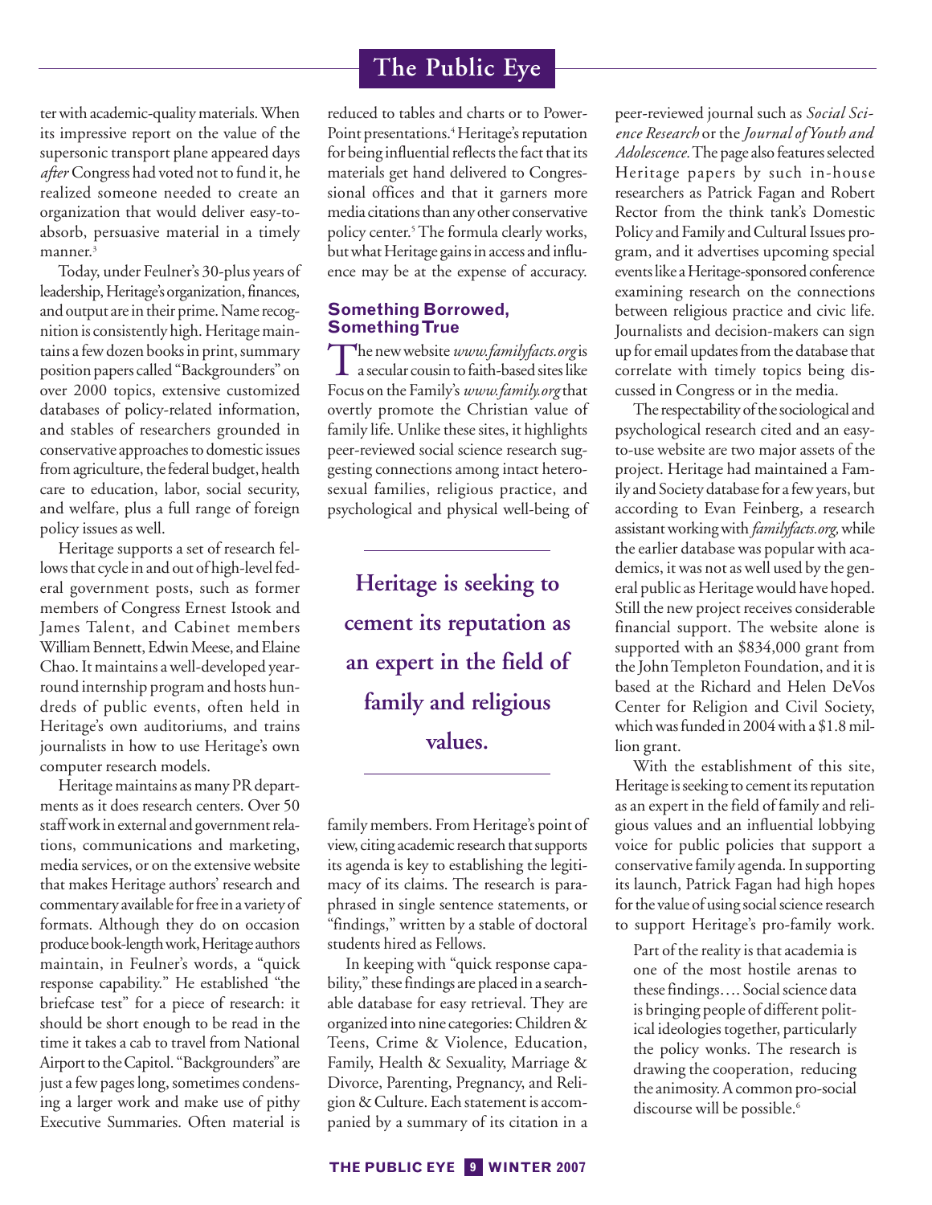ter with academic-quality materials. When its impressive report on the value of the supersonic transport plane appeared days *after* Congress had voted not to fund it, he realized someone needed to create an organization that would deliver easy-to-absorb, persuasive material in a timely manner.[3]

Today, under Feulner's 30-plus years of leadership, Heritage's organization, finances, and output are in their prime. Name recognition is consistently high. Heritage maintains a few dozen books in print, summary position papers called "Backgrounders" on over 2000 topics, extensive customized databases of policy-related information, and stables of researchers grounded in conservative approaches to domestic issues from agriculture, the federal budget, health care to education, labor, social security, and welfare, plus a full range of foreign policy issues as well.

Heritage supports a set of research fellows that cycle in and out of high-level federal government posts, such as former members of Congress Ernest Istook and James Talent, and Cabinet members William Bennett, Edwin Meese, and Elaine Chao. It maintains a well-developed year-round internship program and hosts hundreds of public events, often held in Heritage's own auditoriums, and trains journalists in how to use Heritage's own computer research models.

Heritage maintains as many PR departments as it does research centers. Over 50 staff work in external and government relations, communications and marketing, media services, or on the extensive website that makes Heritage authors' research and commentary available for free in a variety of formats. Although they do on occasion produce book-length work, Heritage authors maintain, in Feulner's words, a "quick response capability." He established "the briefcase test" for a piece of research: it should be short enough to be read in the time it takes a cab to travel from National Airport to the Capitol. "Backgrounders" are just a few pages long, sometimes condensing a larger work and make use of pithy Executive Summaries. Often material is reduced to tables and charts or to PowerPoint presentations.[4] Heritage's reputation for being influential reflects the fact that its materials get hand delivered to Congressional offices and that it garners more media citations than any other conservative policy center.[5] The formula clearly works, but what Heritage gains in access and influence may be at the expense of accuracy.

## Something Borrowed, Something True

The new website *www.familyfacts.org* is a secular cousin to faith-based sites like Focus on the Family's *www.family.org* that overtly promote the Christian value of family life. Unlike these sites, it highlights peer-reviewed social science research suggesting connections among intact heterosexual families, religious practice, and psychological and physical well-being of family members. From Heritage's point of view, citing academic research that supports its agenda is key to establishing the legitimacy of its claims. The research is paraphrased in single sentence statements, or "findings," written by a stable of doctoral students hired as Fellows.

**Heritage is seeking to cement its reputation as an expert in the field of family and religious values.**

In keeping with "quick response capability," these findings are placed in a searchable database for easy retrieval. They are organized into nine categories: Children & Teens, Crime & Violence, Education, Family, Health & Sexuality, Marriage & Divorce, Parenting, Pregnancy, and Religion & Culture. Each statement is accompanied by a summary of its citation in a peer-reviewed journal such as *Social Science Research* or the *Journal of Youth and Adolescence.* The page also features selected Heritage papers by such in-house researchers as Patrick Fagan and Robert Rector from the think tank's Domestic Policy and Family and Cultural Issues program, and it advertises upcoming special events like a Heritage-sponsored conference examining research on the connections between religious practice and civic life. Journalists and decision-makers can sign up for email updates from the database that correlate with timely topics being discussed in Congress or in the media.

The respectability of the sociological and psychological research cited and an easy-to-use website are two major assets of the project. Heritage had maintained a Family and Society database for a few years, but according to Evan Feinberg, a research assistant working with *familyfacts.org,* while the earlier database was popular with academics, it was not as well used by the general public as Heritage would have hoped. Still the new project receives considerable financial support. The website alone is supported with an $834,000 grant from the John Templeton Foundation, and it is based at the Richard and Helen DeVos Center for Religion and Civil Society, which was funded in 2004 with a $1.8 million grant.

With the establishment of this site, Heritage is seeking to cement its reputation as an expert in the field of family and religious values and an influential lobbying voice for public policies that support a conservative family agenda. In supporting its launch, Patrick Fagan had high hopes for the value of using social science research to support Heritage's pro-family work.

> Part of the reality is that academia is one of the most hostile arenas to these findings…. Social science data is bringing people of different political ideologies together, particularly the policy wonks. The research is drawing the cooperation, reducing the animosity. A common pro-social discourse will be possible.[6]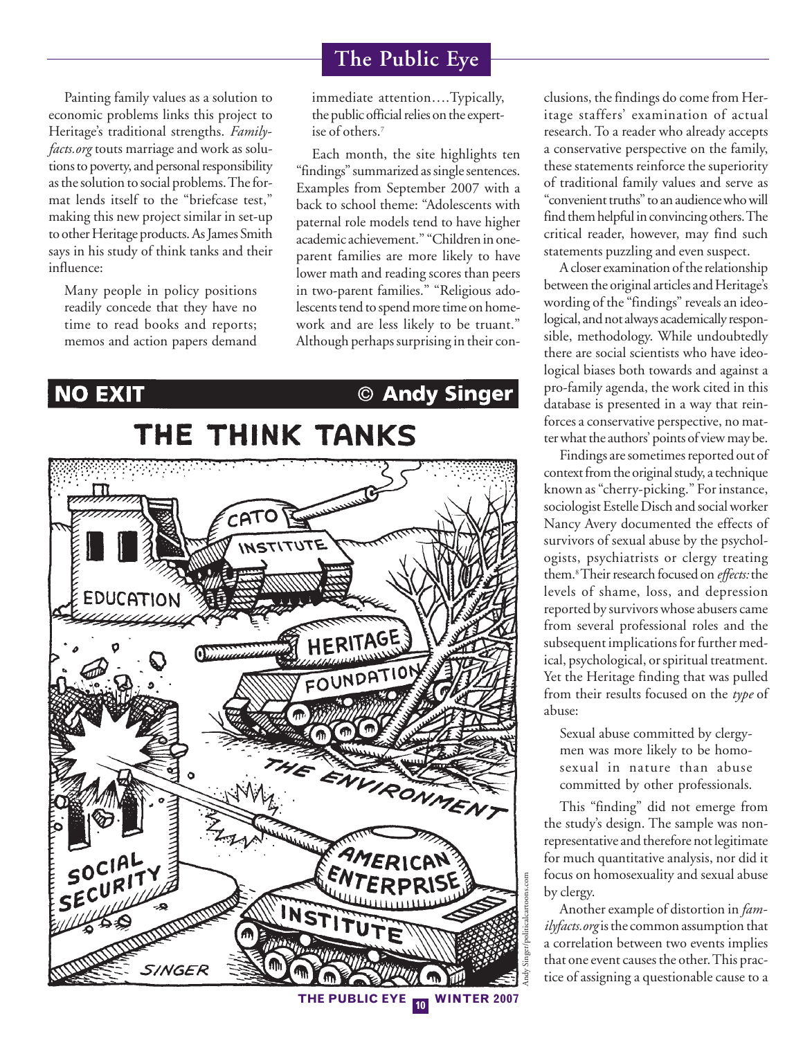Painting family values as a solution to economic problems links this project to Heritage's traditional strengths. *Familyfacts.org* touts marriage and work as solutions to poverty, and personal responsibility as the solution to social problems. The format lends itself to the "briefcase test," making this new project similar in set-up to other Heritage products. As James Smith says in his study of think tanks and their influence:

> Many people in policy positions readily concede that they have no time to read books and reports; memos and action papers demand immediate attention….Typically, the public official relies on the expertise of others.[7]

Each month, the site highlights ten "findings" summarized as single sentences. Examples from September 2007 with a back to school theme: "Adolescents with paternal role models tend to have higher academic achievement." "Children in one-parent families are more likely to have lower math and reading scores than peers in two-parent families." "Religious adolescents tend to spend more time on homework and are less likely to be truant." Although perhaps surprising in their conclusions, the findings do come from Heritage staffers' examination of actual research. To a reader who already accepts a conservative perspective on the family, these statements reinforce the superiority of traditional family values and serve as "convenient truths" to an audience who will find them helpful in convincing others. The critical reader, however, may find such statements puzzling and even suspect.

A closer examination of the relationship between the original articles and Heritage's wording of the "findings" reveals an ideological, and not always academically responsible, methodology. While undoubtedly there are social scientists who have ideological biases both towards and against a pro-family agenda, the work cited in this database is presented in a way that reinforces a conservative perspective, no matter what the authors' points of view may be.

Findings are sometimes reported out of context from the original study, a technique known as "cherry-picking." For instance, sociologist Estelle Disch and social worker Nancy Avery documented the effects of survivors of sexual abuse by the psychologists, psychiatrists or clergy treating them.[8] Their research focused on *effects:* the levels of shame, loss, and depression reported by survivors whose abusers came from several professional roles and the subsequent implications for further medical, psychological, or spiritual treatment. Yet the Heritage finding that was pulled from their results focused on the *type* of abuse:

> Sexual abuse committed by clergymen was more likely to be homosexual in nature than abuse committed by other professionals.

This "finding" did not emerge from the study's design. The sample was nonrepresentative and therefore not legitimate for much quantitative analysis, nor did it focus on homosexuality and sexual abuse by clergy.

Another example of distortion in *familyfacts.org* is the common assumption that a correlation between two events implies that one event causes the other. This practice of assigning a questionable cause to a

**NO EXIT** © Andy Singer

**THE THINK TANKS**

Andy Singer/politicalcartoons.com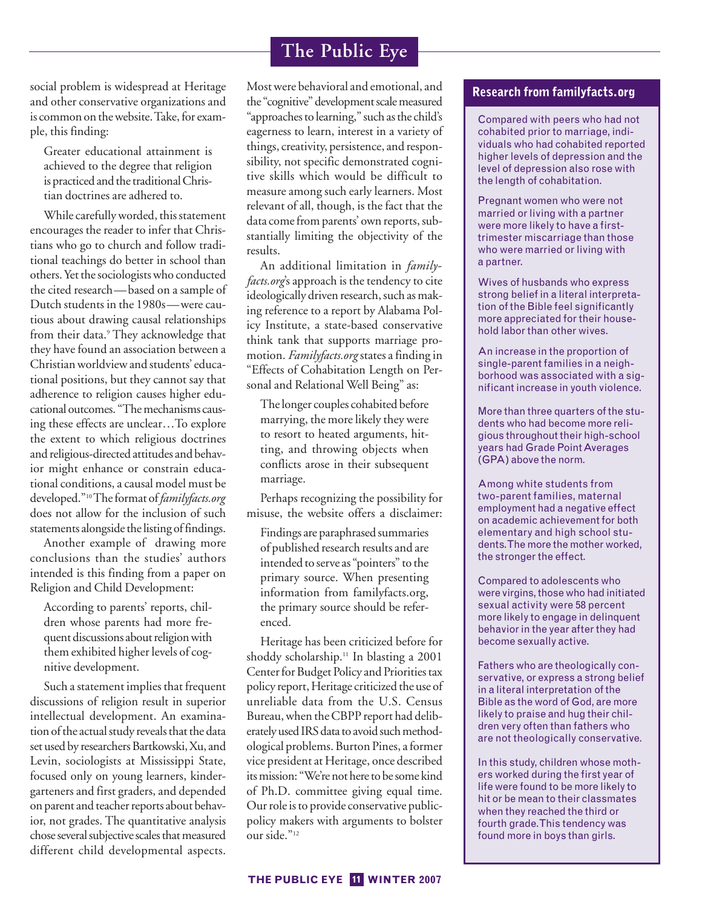social problem is widespread at Heritage and other conservative organizations and is common on the website. Take, for example, this finding:

> Greater educational attainment is achieved to the degree that religion is practiced and the traditional Christian doctrines are adhered to.

While carefully worded, this statement encourages the reader to infer that Christians who go to church and follow traditional teachings do better in school than others. Yet the sociologists who conducted the cited research—based on a sample of Dutch students in the 1980s—were cautious about drawing causal relationships from their data.[9] They acknowledge that they have found an association between a Christian worldview and students' educational positions, but they cannot say that adherence to religion causes higher educational outcomes. "The mechanisms causing these effects are unclear…To explore the extent to which religious doctrines and religious-directed attitudes and behavior might enhance or constrain educational conditions, a causal model must be developed."[10] The format of *familyfacts.org* does not allow for the inclusion of such statements alongside the listing of findings.

Another example of drawing more conclusions than the studies' authors intended is this finding from a paper on Religion and Child Development:

> According to parents' reports, children whose parents had more frequent discussions about religion with them exhibited higher levels of cognitive development.

Such a statement implies that frequent discussions of religion result in superior intellectual development. An examination of the actual study reveals that the data set used by researchers Bartkowski, Xu, and Levin, sociologists at Mississippi State, focused only on young learners, kindergarteners and first graders, and depended on parent and teacher reports about behavior, not grades. The quantitative analysis chose several subjective scales that measured different child developmental aspects. Most were behavioral and emotional, and the "cognitive" development scale measured "approaches to learning," such as the child's eagerness to learn, interest in a variety of things, creativity, persistence, and responsibility, not specific demonstrated cognitive skills which would be difficult to measure among such early learners. Most relevant of all, though, is the fact that the data come from parents' own reports, substantially limiting the objectivity of the results.

An additional limitation in *familyfacts.org*'s approach is the tendency to cite ideologically driven research, such as making reference to a report by Alabama Policy Institute, a state-based conservative think tank that supports marriage promotion. *Familyfacts.org* states a finding in "Effects of Cohabitation Length on Personal and Relational Well Being" as:

> The longer couples cohabited before marrying, the more likely they were to resort to heated arguments, hitting, and throwing objects when conflicts arose in their subsequent marriage.

Perhaps recognizing the possibility for misuse, the website offers a disclaimer:

> Findings are paraphrased summaries of published research results and are intended to serve as "pointers" to the primary source. When presenting information from familyfacts.org, the primary source should be referenced.

Heritage has been criticized before for shoddy scholarship.[11] In blasting a 2001 Center for Budget Policy and Priorities tax policy report, Heritage criticized the use of unreliable data from the U.S. Census Bureau, when the CBPP report had deliberately used IRS data to avoid such methodological problems. Burton Pines, a former vice president at Heritage, once described its mission: "We're not here to be some kind of Ph.D. committee giving equal time. Our role is to provide conservative public-policy makers with arguments to bolster our side."[12]

## Research from familyfacts.org

Compared with peers who had not cohabited prior to marriage, individuals who had cohabited reported higher levels of depression and the level of depression also rose with the length of cohabitation.

Pregnant women who were not married or living with a partner were more likely to have a first-trimester miscarriage than those who were married or living with a partner.

Wives of husbands who express strong belief in a literal interpretation of the Bible feel significantly more appreciated for their household labor than other wives.

An increase in the proportion of single-parent families in a neighborhood was associated with a significant increase in youth violence.

More than three quarters of the students who had become more religious throughout their high-school years had Grade Point Averages (GPA) above the norm.

Among white students from two-parent families, maternal employment had a negative effect on academic achievement for both elementary and high school students. The more the mother worked, the stronger the effect.

Compared to adolescents who were virgins, those who had initiated sexual activity were 58 percent more likely to engage in delinquent behavior in the year after they had become sexually active.

Fathers who are theologically conservative, or express a strong belief in a literal interpretation of the Bible as the word of God, are more likely to praise and hug their children very often than fathers who are not theologically conservative.

In this study, children whose mothers worked during the first year of life were found to be more likely to hit or be mean to their classmates when they reached the third or fourth grade. This tendency was found more in boys than girls.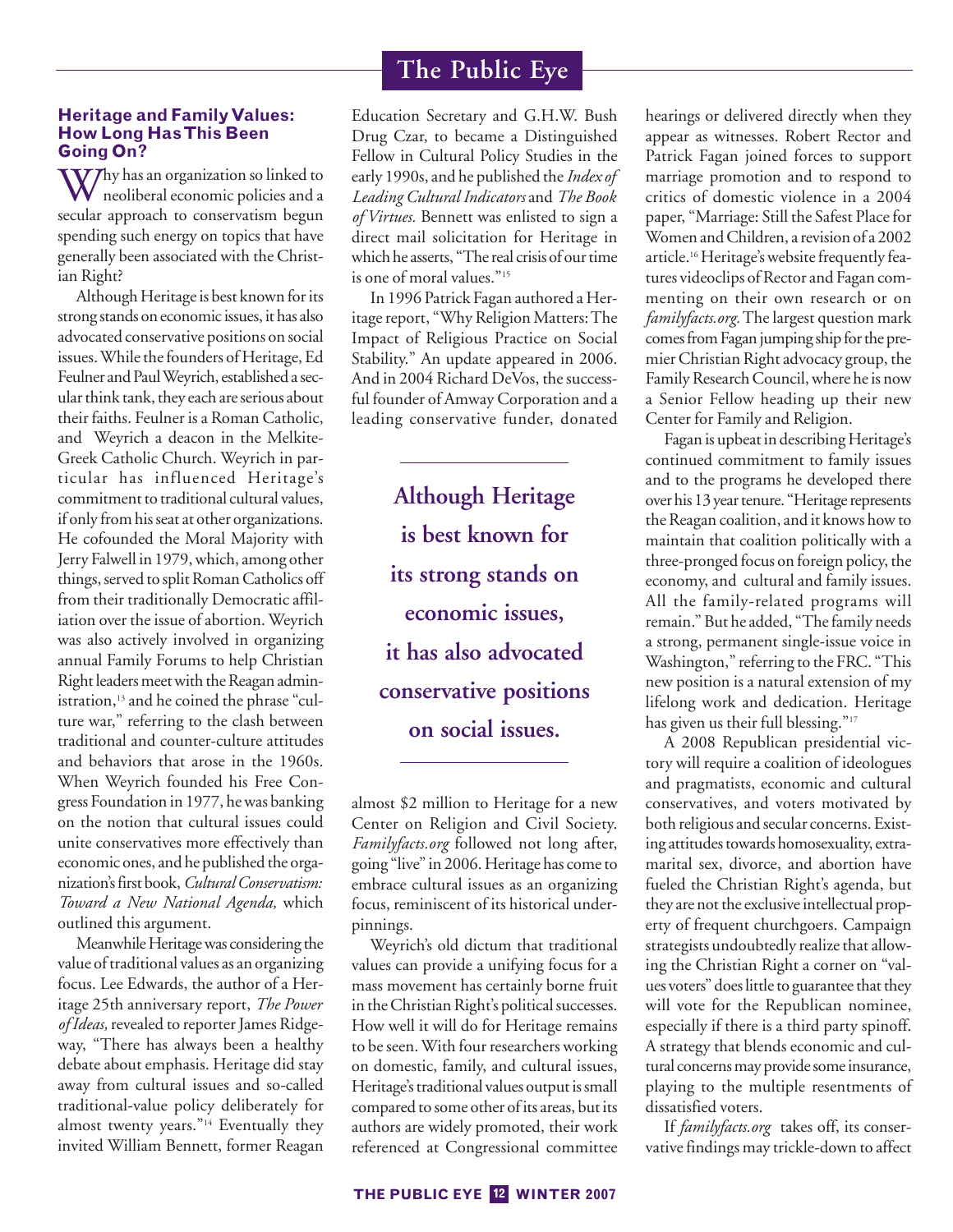### Heritage and Family Values: How Long Has This Been Going On?

Why has an organization so linked to neoliberal economic policies and a secular approach to conservatism begun spending such energy on topics that have generally been associated with the Christian Right?

Although Heritage is best known for its strong stands on economic issues, it has also advocated conservative positions on social issues. While the founders of Heritage, Ed Feulner and Paul Weyrich, established a secular think tank, they each are serious about their faiths. Feulner is a Roman Catholic, and Weyrich a deacon in the Melkite-Greek Catholic Church. Weyrich in particular has influenced Heritage's commitment to traditional cultural values, if only from his seat at other organizations. He cofounded the Moral Majority with Jerry Falwell in 1979, which, among other things, served to split Roman Catholics off from their traditionally Democratic affiliation over the issue of abortion. Weyrich was also actively involved in organizing annual Family Forums to help Christian Right leaders meet with the Reagan administration,[13] and he coined the phrase "culture war," referring to the clash between traditional and counter-culture attitudes and behaviors that arose in the 1960s. When Weyrich founded his Free Congress Foundation in 1977, he was banking on the notion that cultural issues could unite conservatives more effectively than economic ones, and he published the organization's first book, *Cultural Conservatism: Toward a New National Agenda,* which outlined this argument.

Meanwhile Heritage was considering the value of traditional values as an organizing focus. Lee Edwards, the author of a Heritage 25th anniversary report, *The Power of Ideas,* revealed to reporter James Ridgeway, "There has always been a healthy debate about emphasis. Heritage did stay away from cultural issues and so-called traditional-value policy deliberately for almost twenty years."[14] Eventually they invited William Bennett, former Reagan Education Secretary and G.H.W. Bush Drug Czar, to became a Distinguished Fellow in Cultural Policy Studies in the early 1990s, and he published the *Index of Leading Cultural Indicators* and *The Book of Virtues.* Bennett was enlisted to sign a direct mail solicitation for Heritage in which he asserts, "The real crisis of our time is one of moral values."[15]

In 1996 Patrick Fagan authored a Heritage report, "Why Religion Matters: The Impact of Religious Practice on Social Stability." An update appeared in 2006. And in 2004 Richard DeVos, the successsful founder of Amway Corporation and a leading conservative funder, donated almost $2 million to Heritage for a new Center on Religion and Civil Society. *Familyfacts.org* followed not long after, going "live" in 2006. Heritage has come to embrace cultural issues as an organizing focus, reminiscent of its historical underpinnings.

> **Although Heritage is best known for its strong stands on economic issues, it has also advocated conservative positions on social issues.**

Weyrich's old dictum that traditional values can provide a unifying focus for a mass movement has certainly borne fruit in the Christian Right's political successes. How well it will do for Heritage remains to be seen. With four researchers working on domestic, family, and cultural issues, Heritage's traditional values output is small compared to some other of its areas, but its authors are widely promoted, their work referenced at Congressional committee hearings or delivered directly when they appear as witnesses. Robert Rector and Patrick Fagan joined forces to support marriage promotion and to respond to critics of domestic violence in a 2004 paper, "Marriage: Still the Safest Place for Women and Children, a revision of a 2002 article.[16] Heritage's website frequently features videoclips of Rector and Fagan commenting on their own research or on *familyfacts.org.* The largest question mark comes from Fagan jumping ship for the premier Christian Right advocacy group, the Family Research Council, where he is now a Senior Fellow heading up their new Center for Family and Religion.

Fagan is upbeat in describing Heritage's continued commitment to family issues and to the programs he developed there over his 13 year tenure. "Heritage represents the Reagan coalition, and it knows how to maintain that coalition politically with a three-pronged focus on foreign policy, the economy, and cultural and family issues. All the family-related programs will remain." But he added, "The family needs a strong, permanent single-issue voice in Washington," referring to the FRC. "This new position is a natural extension of my lifelong work and dedication. Heritage has given us their full blessing."[17]

A 2008 Republican presidential victory will require a coalition of ideologues and pragmatists, economic and cultural conservatives, and voters motivated by both religious and secular concerns. Existing attitudes towards homosexuality, extramarital sex, divorce, and abortion have fueled the Christian Right's agenda, but they are not the exclusive intellectual property of frequent churchgoers. Campaign strategists undoubtedly realize that allowing the Christian Right a corner on "values voters" does little to guarantee that they will vote for the Republican nominee, especially if there is a third party spinoff. A strategy that blends economic and cultural concerns may provide some insurance, playing to the multiple resentments of dissatisfied voters.

If *familyfacts.org* takes off, its conservative findings may trickle-down to affect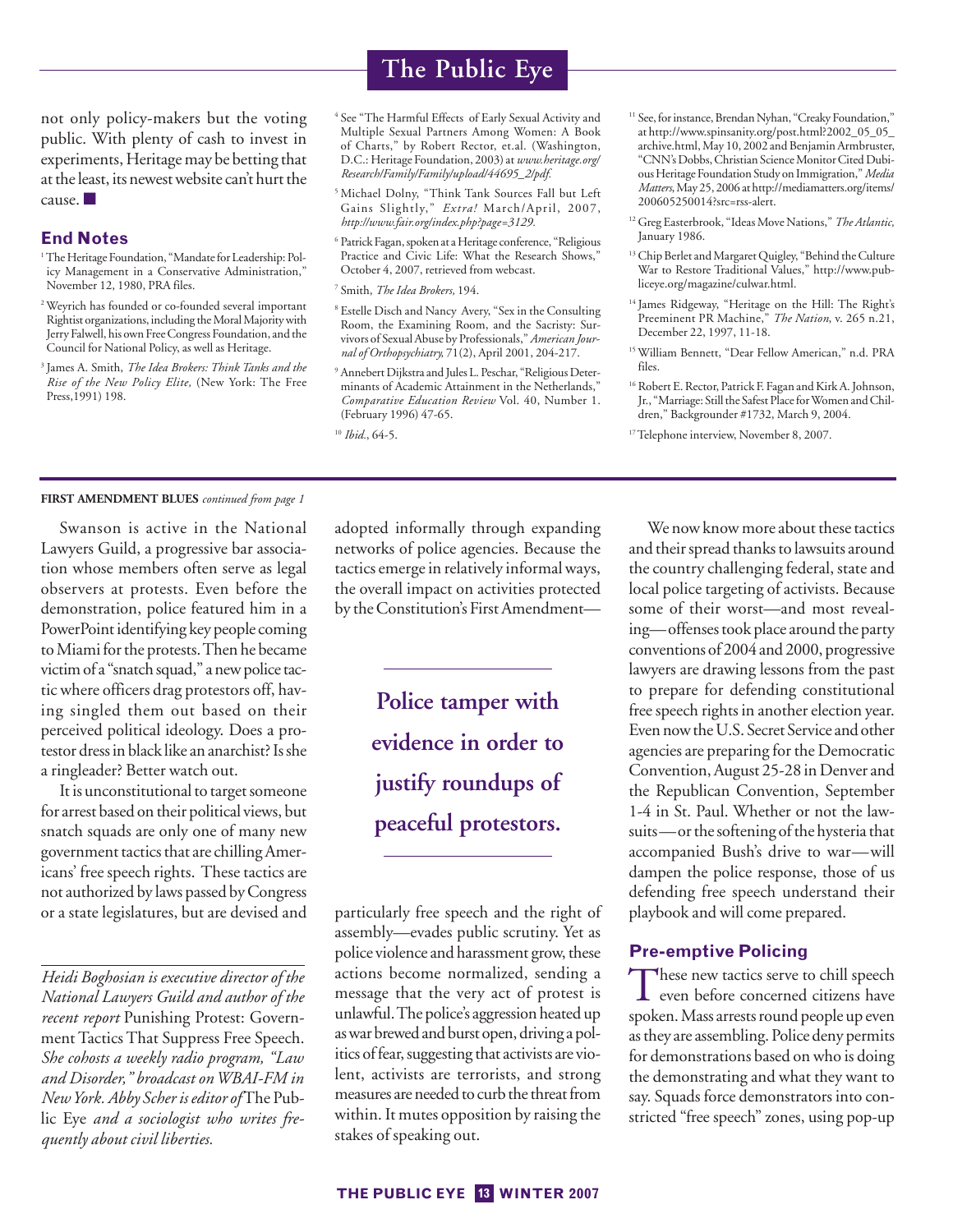not only policy-makers but the voting public. With plenty of cash to invest in experiments, Heritage may be betting that at the least, its newest website can't hurt the cause. ■

## End Notes

[1] The Heritage Foundation, "Mandate for Leadership: Policy Management in a Conservative Administration," November 12, 1980, PRA files.

[2] Weyrich has founded or co-founded several important Rightist organizations, including the Moral Majority with Jerry Falwell, his own Free Congress Foundation, and the Council for National Policy, as well as Heritage.

[3] James A. Smith, *The Idea Brokers: Think Tanks and the Rise of the New Policy Elite,* (New York: The Free Press,1991) 198.

[4] See "The Harmful Effects of Early Sexual Activity and Multiple Sexual Partners Among Women: A Book of Charts," by Robert Rector, et.al. (Washington, D.C.: Heritage Foundation, 2003) at *www.heritage.org/Research/Family/Family/upload/44695_2/pdf.*

[5] Michael Dolny, "Think Tank Sources Fall but Left Gains Slightly," *Extra!* March/April, 2007, *http://www.fair.org/index.php?page=3129.*

[6] Patrick Fagan, spoken at a Heritage conference, "Religious Practice and Civic Life: What the Research Shows," October 4, 2007, retrieved from webcast.

[7] Smith, *The Idea Brokers,* 194.

[8] Estelle Disch and Nancy Avery, "Sex in the Consulting Room, the Examining Room, and the Sacristy: Survivors of Sexual Abuse by Professionals," *American Journal of Orthopsychiatry,* 71(2), April 2001, 204-217.

[9] Annebert Dijkstra and Jules L. Peschar, "Religious Determinants of Academic Attainment in the Netherlands," *Comparative Education Review* Vol. 40, Number 1. (February 1996) 47-65.

[10] *Ibid.*, 64-5.

[11] See, for instance, Brendan Nyhan, "Creaky Foundation," at http://www.spinsanity.org/post.html?2002_05_05_archive.html, May 10, 2002 and Benjamin Armbruster, "CNN's Dobbs, Christian Science Monitor Cited Dubious Heritage Foundation Study on Immigration," *Media Matters*, May 25, 2006 at http://mediamatters.org/items/200605250014?src=rss-alert.

[12] Greg Easterbrook, "Ideas Move Nations," *The Atlantic,* January 1986.

[13] Chip Berlet and Margaret Quigley, "Behind the Culture War to Restore Traditional Values," http://www.publiceye.org/magazine/culwar.html.

[14] James Ridgeway, "Heritage on the Hill: The Right's Preeminent PR Machine," *The Nation*, v. 265 n.21, December 22, 1997, 11-18.

[15] William Bennett, "Dear Fellow American," n.d. PRA files.

[16] Robert E. Rector, Patrick F. Fagan and Kirk A. Johnson, Jr., "Marriage: Still the Safest Place for Women and Children," Backgrounder #1732, March 9, 2004.

[17] Telephone interview, November 8, 2007.

---

**FIRST AMENDMENT BLUES** *continued from page 1*

Swanson is active in the National Lawyers Guild, a progressive bar association whose members often serve as legal observers at protests. Even before the demonstration, police featured him in a PowerPoint identifying key people coming to Miami for the protests. Then he became victim of a "snatch squad," a new police tactic where officers drag protestors off, having singled them out based on their perceived political ideology. Does a protestor dress in black like an anarchist? Is she a ringleader? Better watch out.

It is unconstitutional to target someone for arrest based on their political views, but snatch squads are only one of many new government tactics that are chilling Americans' free speech rights. These tactics are not authorized by laws passed by Congress or a state legislatures, but are devised and adopted informally through expanding networks of police agencies. Because the tactics emerge in relatively informal ways, the overall impact on activities protected by the Constitution's First Amendment—particularly free speech and the right of assembly—evades public scrutiny. Yet as police violence and harassment grow, these actions become normalized, sending a message that the very act of protest is unlawful. The police's aggression heated up as war brewed and burst open, driving a politics of fear, suggesting that activists are violent, activists are terrorists, and strong measures are needed to curb the threat from within. It mutes opposition by raising the stakes of speaking out.

**Police tamper with evidence in order to justify roundups of peaceful protestors.**

*Heidi Boghosian is executive director of the National Lawyers Guild and author of the recent report* Punishing Protest: Government Tactics That Suppress Free Speech. *She cohosts a weekly radio program, "Law and Disorder," broadcast on WBAI-FM in New York. Abby Scher is editor of* The Public Eye *and a sociologist who writes frequently about civil liberties.*

We now know more about these tactics and their spread thanks to lawsuits around the country challenging federal, state and local police targeting of activists. Because some of their worst—and most revealing—offenses took place around the party conventions of 2004 and 2000, progressive lawyers are drawing lessons from the past to prepare for defending constitutional free speech rights in another election year. Even now the U.S. Secret Service and other agencies are preparing for the Democratic Convention, August 25-28 in Denver and the Republican Convention, September 1-4 in St. Paul. Whether or not the lawsuits—or the softening of the hysteria that accompanied Bush's drive to war—will dampen the police response, those of us defending free speech understand their playbook and will come prepared.

### Pre-emptive Policing

These new tactics serve to chill speech even before concerned citizens have spoken. Mass arrests round people up even as they are assembling. Police deny permits for demonstrations based on who is doing the demonstrating and what they want to say. Squads force demonstrators into constricted "free speech" zones, using pop-up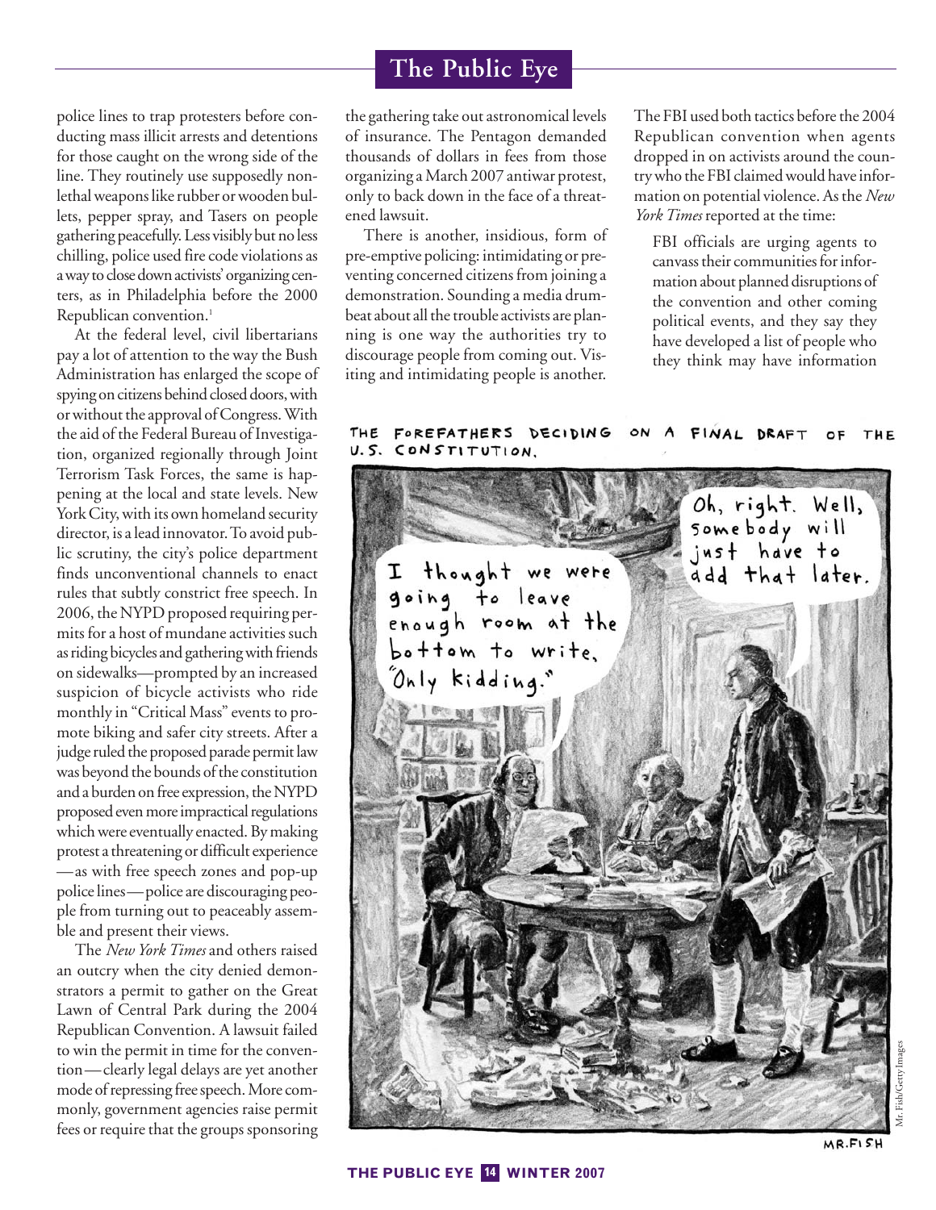police lines to trap protesters before conducting mass illicit arrests and detentions for those caught on the wrong side of the line. They routinely use supposedly nonlethal weapons like rubber or wooden bullets, pepper spray, and Tasers on people gathering peacefully. Less visibly but no less chilling, police used fire code violations as a way to close down activists' organizing centers, as in Philadelphia before the 2000 Republican convention.[1]

At the federal level, civil libertarians pay a lot of attention to the way the Bush Administration has enlarged the scope of spying on citizens behind closed doors, with or without the approval of Congress. With the aid of the Federal Bureau of Investigation, organized regionally through Joint Terrorism Task Forces, the same is happening at the local and state levels. New York City, with its own homeland security director, is a lead innovator. To avoid public scrutiny, the city's police department finds unconventional channels to enact rules that subtly constrict free speech. In 2006, the NYPD proposed requiring permits for a host of mundane activities such as riding bicycles and gathering with friends on sidewalks—prompted by an increased suspicion of bicycle activists who ride monthly in "Critical Mass" events to promote biking and safer city streets. After a judge ruled the proposed parade permit law was beyond the bounds of the constitution and a burden on free expression, the NYPD proposed even more impractical regulations which were eventually enacted. By making protest a threatening or difficult experience—as with free speech zones and pop-up police lines—police are discouraging people from turning out to peaceably assemble and present their views.

The *New York Times* and others raised an outcry when the city denied demonstrators a permit to gather on the Great Lawn of Central Park during the 2004 Republican Convention. A lawsuit failed to win the permit in time for the convention—clearly legal delays are yet another mode of repressing free speech. More commonly, government agencies raise permit fees or require that the groups sponsoring the gathering take out astronomical levels of insurance. The Pentagon demanded thousands of dollars in fees from those organizing a March 2007 antiwar protest, only to back down in the face of a threatened lawsuit.

There is another, insidious, form of pre-emptive policing: intimidating or preventing concerned citizens from joining a demonstration. Sounding a media drumbeat about all the trouble activists are planning is one way the authorities try to discourage people from coming out. Visiting and intimidating people is another. The FBI used both tactics before the 2004 Republican convention when agents dropped in on activists around the country who the FBI claimed would have information on potential violence. As the *New York Times* reported at the time:

> FBI officials are urging agents to canvass their communities for information about planned disruptions of the convention and other coming political events, and they say they have developed a list of people who they think may have information

THE FOREFATHERS DECIDING ON A FINAL DRAFT OF THE U.S. CONSTITUTION.

"I thought we were going to leave enough room at the bottom to write, 'Only kidding.'"

"Oh, right. Well, somebody will just have to add that later."

MR.FISH

Mr. Fish/Getty Images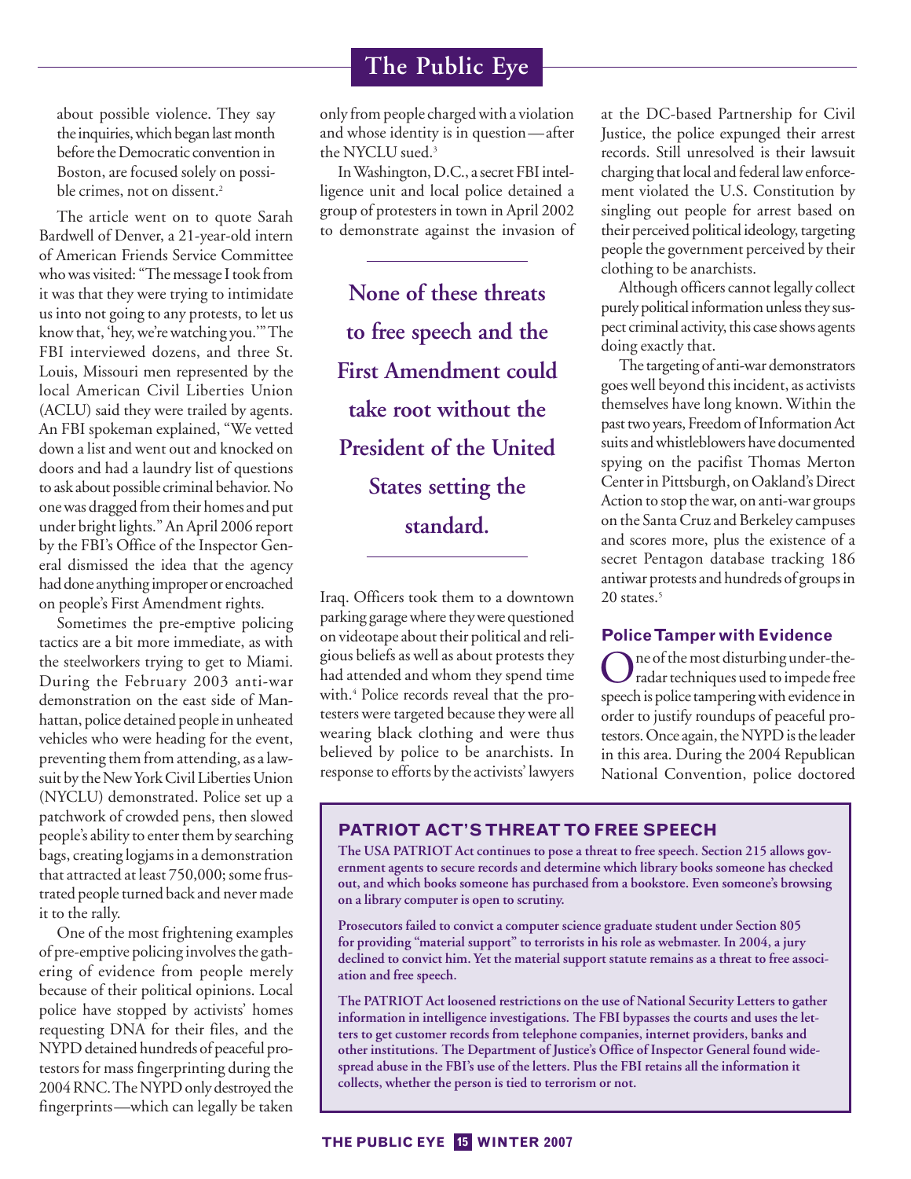about possible violence. They say the inquiries, which began last month before the Democratic convention in Boston, are focused solely on possible crimes, not on dissent.[2]

The article went on to quote Sarah Bardwell of Denver, a 21-year-old intern of American Friends Service Committee who was visited: "The message I took from it was that they were trying to intimidate us into not going to any protests, to let us know that, 'hey, we're watching you.'" The FBI interviewed dozens, and three St. Louis, Missouri men represented by the local American Civil Liberties Union (ACLU) said they were trailed by agents. An FBI spokesman explained, "We vetted down a list and went out and knocked on doors and had a laundry list of questions to ask about possible criminal behavior. No one was dragged from their homes and put under bright lights." An April 2006 report by the FBI's Office of the Inspector General dismissed the idea that the agency had done anything improper or encroached on people's First Amendment rights.

Sometimes the pre-emptive policing tactics are a bit more immediate, as with the steelworkers trying to get to Miami. During the February 2003 anti-war demonstration on the east side of Manhattan, police detained people in unheated vehicles who were heading for the event, preventing them from attending, as a lawsuit by the New York Civil Liberties Union (NYCLU) demonstrated. Police set up a patchwork of crowded pens, then slowed people's ability to enter them by searching bags, creating logjams in a demonstration that attracted at least 750,000; some frustrated people turned back and never made it to the rally.

One of the most frightening examples of pre-emptive policing involves the gathering of evidence from people merely because of their political opinions. Local police have stopped by activists' homes requesting DNA for their files, and the NYPD detained hundreds of peaceful protestors for mass fingerprinting during the 2004 RNC. The NYPD only destroyed the fingerprints—which can legally be taken only from people charged with a violation and whose identity is in question—after the NYCLU sued.[3]

In Washington, D.C., a secret FBI intelligence unit and local police detained a group of protesters in town in April 2002 to demonstrate against the invasion of Iraq. Officers took them to a downtown parking garage where they were questioned on videotape about their political and religious beliefs as well as about protests they had attended and whom they spend time with.[4] Police records reveal that the protesters were targeted because they were all wearing black clothing and were thus believed by police to be anarchists. In response to efforts by the activists' lawyers at the DC-based Partnership for Civil Justice, the police expunged their arrest records. Still unresolved is their lawsuit charging that local and federal law enforcement violated the U.S. Constitution by singling out people for arrest based on their perceived political ideology, targeting people the government perceived by their clothing to be anarchists.

> **None of these threats to free speech and the First Amendment could take root without the President of the United States setting the standard.**

Although officers cannot legally collect purely political information unless they suspect criminal activity, this case shows agents doing exactly that.

The targeting of anti-war demonstrators goes well beyond this incident, as activists themselves have long known. Within the past two years, Freedom of Information Act suits and whistleblowers have documented spying on the pacifist Thomas Merton Center in Pittsburgh, on Oakland's Direct Action to stop the war, on anti-war groups on the Santa Cruz and Berkeley campuses and scores more, plus the existence of a secret Pentagon database tracking 186 antiwar protests and hundreds of groups in 20 states.[5]

### Police Tamper with Evidence

One of the most disturbing under-the-radar techniques used to impede free speech is police tampering with evidence in order to justify roundups of peaceful protestors. Once again, the NYPD is the leader in this area. During the 2004 Republican National Convention, police doctored

### PATRIOT ACT'S THREAT TO FREE SPEECH

**The USA PATRIOT Act continues to pose a threat to free speech. Section 215 allows government agents to secure records and determine which library books someone has checked out, and which books someone has purchased from a bookstore. Even someone's browsing on a library computer is open to scrutiny.**

**Prosecutors failed to convict a computer science graduate student under Section 805 for providing "material support" to terrorists in his role as webmaster. In 2004, a jury declined to convict him. Yet the material support statute remains as a threat to free association and free speech.**

**The PATRIOT Act loosened restrictions on the use of National Security Letters to gather information in intelligence investigations. The FBI bypasses the courts and uses the letters to get customer records from telephone companies, internet providers, banks and other institutions. The Department of Justice's Office of Inspector General found widespread abuse in the FBI's use of the letters. Plus the FBI retains all the information it collects, whether the person is tied to terrorism or not.**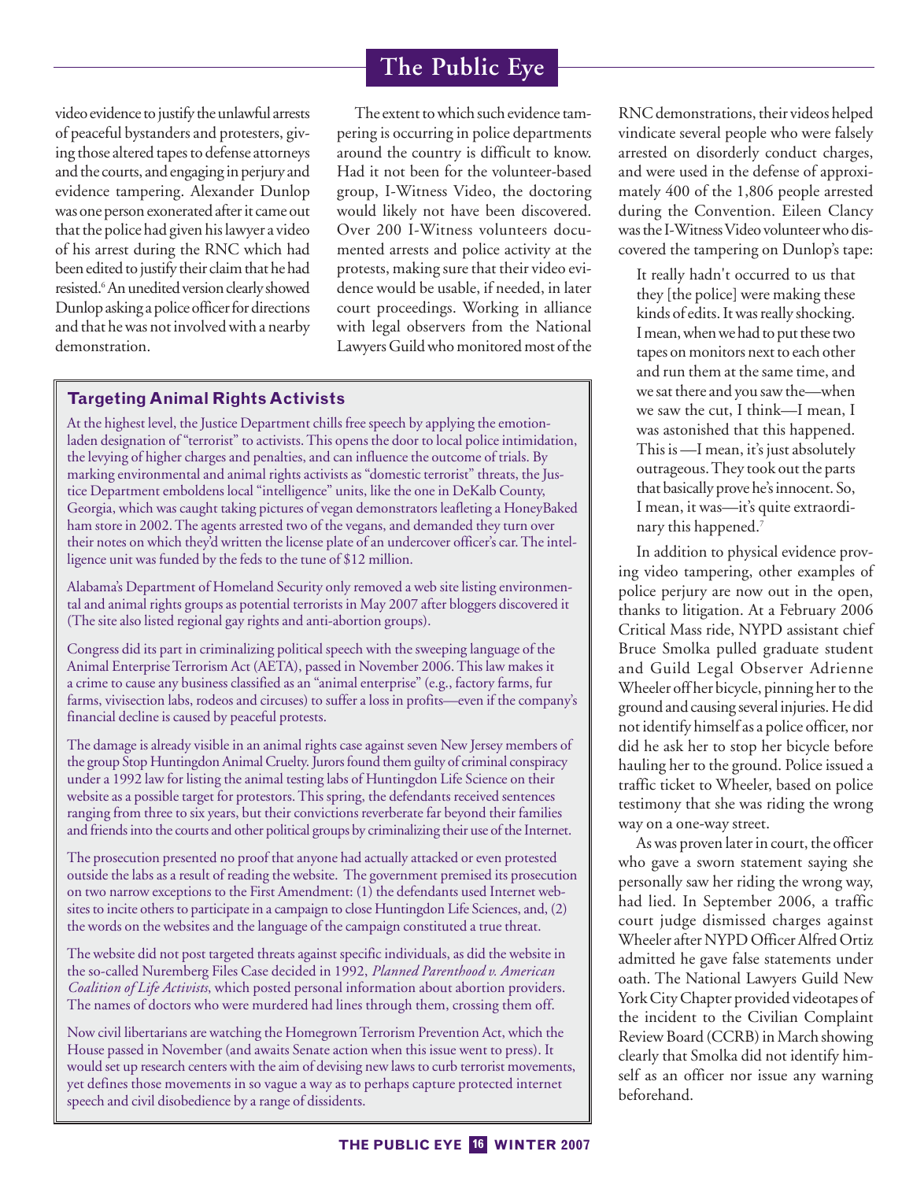video evidence to justify the unlawful arrests of peaceful bystanders and protesters, giving those altered tapes to defense attorneys and the courts, and engaging in perjury and evidence tampering. Alexander Dunlop was one person exonerated after it came out that the police had given his lawyer a video of his arrest during the RNC which had been edited to justify their claim that he had resisted.[6] An unedited version clearly showed Dunlop asking a police officer for directions and that he was not involved with a nearby demonstration.

The extent to which such evidence tampering is occurring in police departments around the country is difficult to know. Had it not been for the volunteer-based group, I-Witness Video, the doctoring would likely not have been discovered. Over 200 I-Witness volunteers documented arrests and police activity at the protests, making sure that their video evidence would be usable, if needed, in later court proceedings. Working in alliance with legal observers from the National Lawyers Guild who monitored most of the RNC demonstrations, their videos helped vindicate several people who were falsely arrested on disorderly conduct charges, and were used in the defense of approximately 400 of the 1,806 people arrested during the Convention. Eileen Clancy was the I-Witness Video volunteer who discovered the tampering on Dunlop's tape:

> It really hadn't occurred to us that they [the police] were making these kinds of edits. It was really shocking. I mean, when we had to put these two tapes on monitors next to each other and run them at the same time, and we sat there and you saw the—when we saw the cut, I think—I mean, I was astonished that this happened. This is —I mean, it's just absolutely outrageous. They took out the parts that basically prove he's innocent. So, I mean, it was—it's quite extraordinary this happened.[7]

In addition to physical evidence proving video tampering, other examples of police perjury are now out in the open, thanks to litigation. At a February 2006 Critical Mass ride, NYPD assistant chief Bruce Smolka pulled graduate student and Guild Legal Observer Adrienne Wheeler off her bicycle, pinning her to the ground and causing several injuries. He did not identify himself as a police officer, nor did he ask her to stop her bicycle before hauling her to the ground. Police issued a traffic ticket to Wheeler, based on police testimony that she was riding the wrong way on a one-way street.

As was proven later in court, the officer who gave a sworn statement saying she personally saw her riding the wrong way, had lied. In September 2006, a traffic court judge dismissed charges against Wheeler after NYPD Officer Alfred Ortiz admitted he gave false statements under oath. The National Lawyers Guild New York City Chapter provided videotapes of the incident to the Civilian Complaint Review Board (CCRB) in March showing clearly that Smolka did not identify himself as an officer nor issue any warning beforehand.

### Targeting Animal Rights Activists

At the highest level, the Justice Department chills free speech by applying the emotion-laden designation of "terrorist" to activists. This opens the door to local police intimidation, the levying of higher charges and penalties, and can influence the outcome of trials. By marking environmental and animal rights activists as "domestic terrorist" threats, the Justice Department emboldens local "intelligence" units, like the one in DeKalb County, Georgia, which was caught taking pictures of vegan demonstrators leafleting a HoneyBaked ham store in 2002. The agents arrested two of the vegans, and demanded they turn over their notes on which they'd written the license plate of an undercover officer's car. The intelligence unit was funded by the feds to the tune of $12 million.

Alabama's Department of Homeland Security only removed a web site listing environmental and animal rights groups as potential terrorists in May 2007 after bloggers discovered it (The site also listed regional gay rights and anti-abortion groups).

Congress did its part in criminalizing political speech with the sweeping language of the Animal Enterprise Terrorism Act (AETA), passed in November 2006. This law makes it a crime to cause any business classified as an "animal enterprise" (e.g., factory farms, fur farms, vivisection labs, rodeos and circuses) to suffer a loss in profits—even if the company's financial decline is caused by peaceful protests.

The damage is already visible in an animal rights case against seven New Jersey members of the group Stop Huntingdon Animal Cruelty. Jurors found them guilty of criminal conspiracy under a 1992 law for listing the animal testing labs of Huntingdon Life Science on their website as a possible target for protestors. This spring, the defendants received sentences ranging from three to six years, but their convictions reverberate far beyond their families and friends into the courts and other political groups by criminalizing their use of the Internet.

The prosecution presented no proof that anyone had actually attacked or even protested outside the labs as a result of reading the website. The government premised its prosecution on two narrow exceptions to the First Amendment: (1) the defendants used Internet websites to incite others to participate in a campaign to close Huntingdon Life Sciences, and, (2) the words on the websites and the language of the campaign constituted a true threat.

The website did not post targeted threats against specific individuals, as did the website in the so-called Nuremberg Files Case decided in 1992, *Planned Parenthood v. American Coalition of Life Activists*, which posted personal information about abortion providers. The names of doctors who were murdered had lines through them, crossing them off.

Now civil libertarians are watching the Homegrown Terrorism Prevention Act, which the House passed in November (and awaits Senate action when this issue went to press). It would set up research centers with the aim of devising new laws to curb terrorist movements, yet defines those movements in so vague a way as to perhaps capture protected internet speech and civil disobedience by a range of dissidents.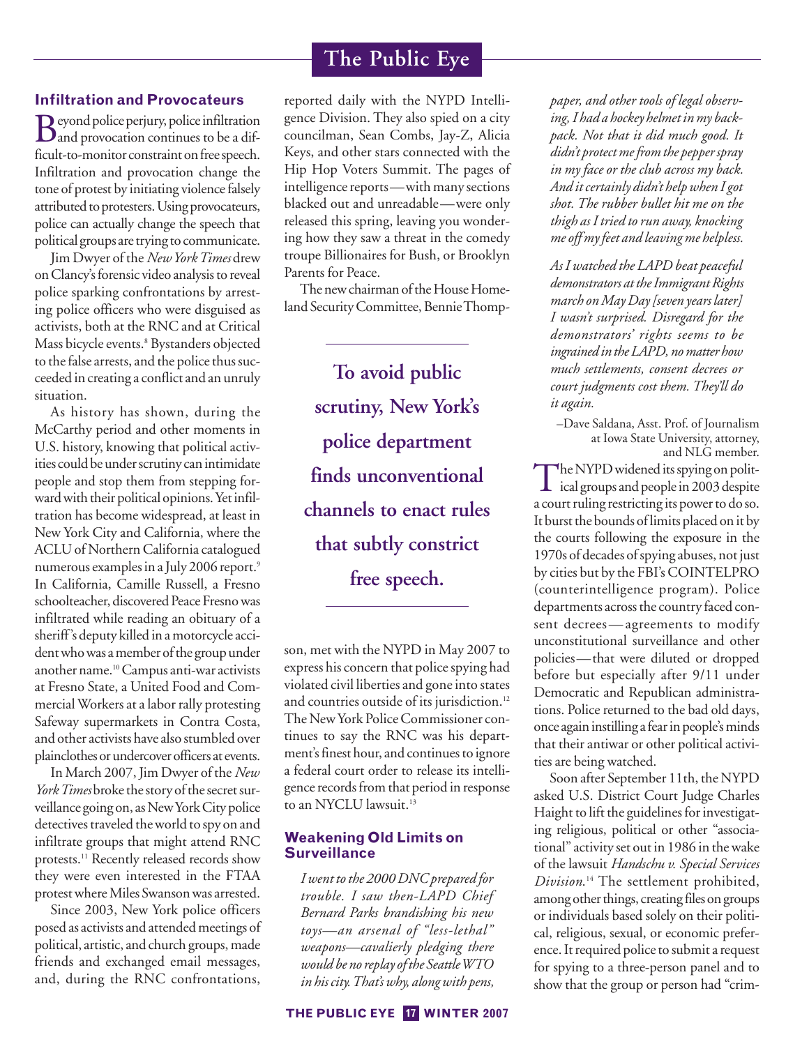## Infiltration and Provocateurs

Beyond police perjury, police infiltration and provocation continues to be a difficult-to-monitor constraint on free speech. Infiltration and provocation change the tone of protest by initiating violence falsely attributed to protesters. Using provocateurs, police can actually change the speech that political groups are trying to communicate.

Jim Dwyer of the *New York Times* drew on Clancy's forensic video analysis to reveal police sparking confrontations by arresting police officers who were disguised as activists, both at the RNC and at Critical Mass bicycle events.[8] Bystanders objected to the false arrests, and the police thus succeeded in creating a conflict and an unruly situation.

As history has shown, during the McCarthy period and other moments in U.S. history, knowing that political activities could be under scrutiny can intimidate people and stop them from stepping forward with their political opinions. Yet infiltration has become widespread, at least in New York City and California, where the ACLU of Northern California catalogued numerous examples in a July 2006 report.[9] In California, Camille Russell, a Fresno schoolteacher, discovered Peace Fresno was infiltrated while reading an obituary of a sheriff's deputy killed in a motorcycle accident who was a member of the group under another name.[10] Campus anti-war activists at Fresno State, a United Food and Commercial Workers at a labor rally protesting Safeway supermarkets in Contra Costa, and other activists have also stumbled over plainclothes or undercover officers at events.

In March 2007, Jim Dwyer of the *New York Times* broke the story of the secret surveillance going on, as New York City police detectives traveled the world to spy on and infiltrate groups that might attend RNC protests.[11] Recently released records show they were even interested in the FTAA protest where Miles Swanson was arrested.

Since 2003, New York police officers posed as activists and attended meetings of political, artistic, and church groups, made friends and exchanged email messages, and, during the RNC confrontations, reported daily with the NYPD Intelligence Division. They also spied on a city councilman, Sean Combs, Jay-Z, Alicia Keys, and other stars connected with the Hip Hop Voters Summit. The pages of intelligence reports—with many sections blacked out and unreadable—were only released this spring, leaving you wondering how they saw a threat in the comedy troupe Billionaires for Bush, or Brooklyn Parents for Peace.

The new chairman of the House Homeland Security Committee, Bennie Thompson, met with the NYPD in May 2007 to express his concern that police spying had violated civil liberties and gone into states and countries outside of its jurisdiction.[12] The New York Police Commissioner continues to say the RNC was his department's finest hour, and continues to ignore a federal court order to release its intelligence records from that period in response to an NYCLU lawsuit.[13]

**To avoid public scrutiny, New York's police department finds unconventional channels to enact rules that subtly constrict free speech.**

## Weakening Old Limits on Surveillance

> *I went to the 2000 DNC prepared for trouble. I saw then-LAPD Chief Bernard Parks brandishing his new toys—an arsenal of "less-lethal" weapons—cavalierly pledging there would be no replay of the Seattle WTO in his city. That's why, along with pens, paper, and other tools of legal observing, I had a hockey helmet in my backpack. Not that it did much good. It didn't protect me from the pepper spray in my face or the club across my back. And it certainly didn't help when I got shot. The rubber bullet hit me on the thigh as I tried to run away, knocking me off my feet and leaving me helpless.*
>
> *As I watched the LAPD beat peaceful demonstrators at the Immigrant Rights march on May Day [seven years later] I wasn't surprised. Disregard for the demonstrators' rights seems to be ingrained in the LAPD, no matter how much settlements, consent decrees or court judgments cost them. They'll do it again.*
>
> –Dave Saldana, Asst. Prof. of Journalism at Iowa State University, attorney, and NLG member.

The NYPD widened its spying on political groups and people in 2003 despite a court ruling restricting its power to do so. It burst the bounds of limits placed on it by the courts following the exposure in the 1970s of decades of spying abuses, not just by cities but by the FBI's COINTELPRO (counterintelligence program). Police departments across the country faced consent decrees—agreements to modify unconstitutional surveillance and other policies—that were diluted or dropped before but especially after 9/11 under Democratic and Republican administrations. Police returned to the bad old days, once again instilling a fear in people's minds that their antiwar or other political activities are being watched.

Soon after September 11th, the NYPD asked U.S. District Court Judge Charles Haight to lift the guidelines for investigating religious, political or other "associational" activity set out in 1986 in the wake of the lawsuit *Handschu v. Special Services Division*.[14] The settlement prohibited, among other things, creating files on groups or individuals based solely on their political, religious, sexual, or economic preference. It required police to submit a request for spying to a three-person panel and to show that the group or person had "crim-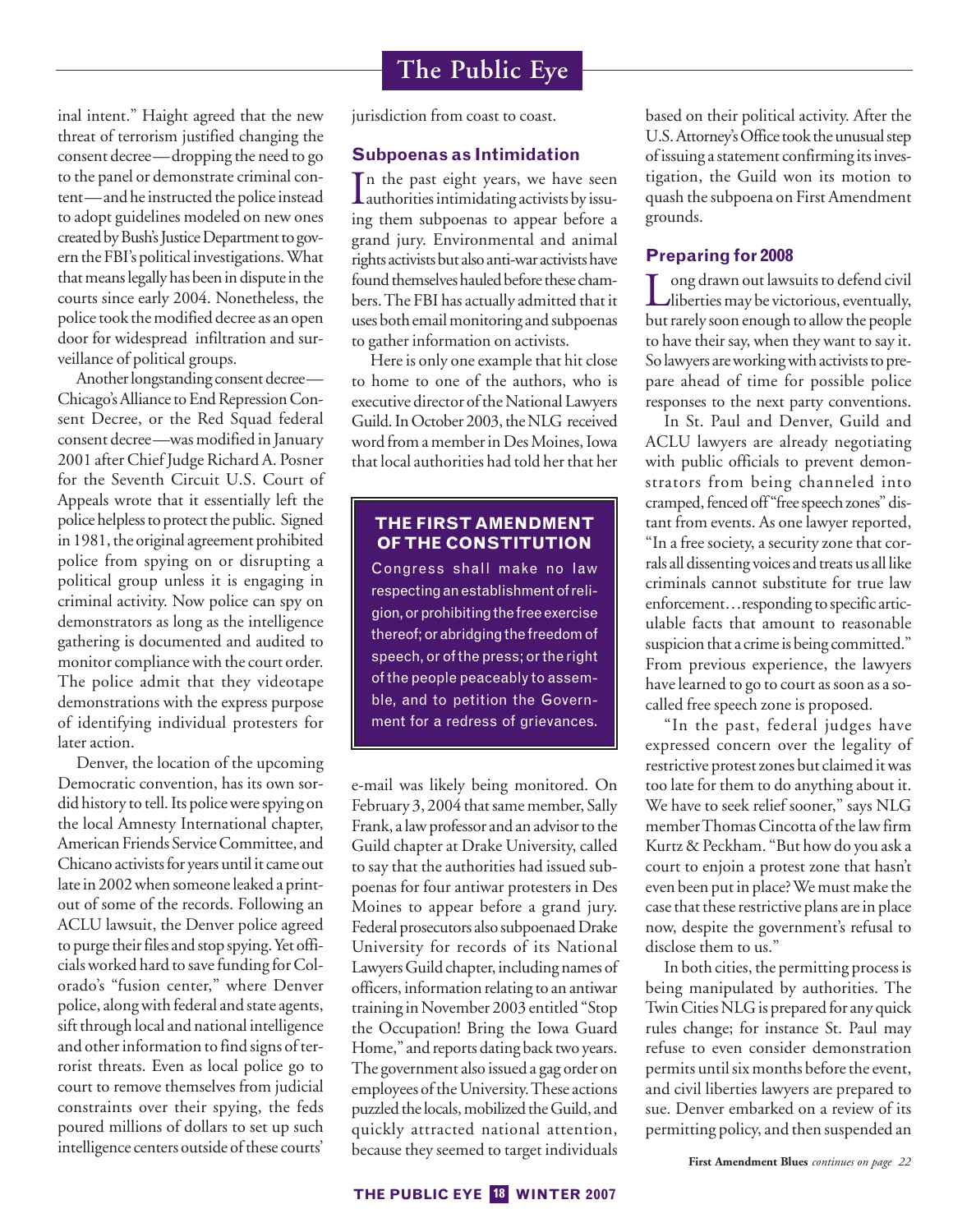inal intent." Haight agreed that the new threat of terrorism justified changing the consent decree—dropping the need to go to the panel or demonstrate criminal content—and he instructed the police instead to adopt guidelines modeled on new ones created by Bush's Justice Department to govern the FBI's political investigations. What that means legally has been in dispute in the courts since early 2004. Nonetheless, the police took the modified decree as an open door for widespread infiltration and surveillance of political groups.

Another longstanding consent decree—Chicago's Alliance to End Repression Consent Decree, or the Red Squad federal consent decree—was modified in January 2001 after Chief Judge Richard A. Posner for the Seventh Circuit U.S. Court of Appeals wrote that it essentially left the police helpless to protect the public. Signed in 1981, the original agreement prohibited police from spying on or disrupting a political group unless it is engaging in criminal activity. Now police can spy on demonstrators as long as the intelligence gathering is documented and audited to monitor compliance with the court order. The police admit that they videotape demonstrations with the express purpose of identifying individual protesters for later action.

Denver, the location of the upcoming Democratic convention, has its own sordid history to tell. Its police were spying on the local Amnesty International chapter, American Friends Service Committee, and Chicano activists for years until it came out late in 2002 when someone leaked a printout of some of the records. Following an ACLU lawsuit, the Denver police agreed to purge their files and stop spying. Yet officials worked hard to save funding for Colorado's "fusion center," where Denver police, along with federal and state agents, sift through local and national intelligence and other information to find signs of terrorist threats. Even as local police go to court to remove themselves from judicial constraints over their spying, the feds poured millions of dollars to set up such intelligence centers outside of these courts' jurisdiction from coast to coast.

### Subpoenas as Intimidation

In the past eight years, we have seen authorities intimidating activists by issuing them subpoenas to appear before a grand jury. Environmental and animal rights activists but also anti-war activists have found themselves hauled before these chambers. The FBI has actually admitted that it uses both email monitoring and subpoenas to gather information on activists.

Here is only one example that hit close to home to one of the authors, who is executive director of the National Lawyers Guild. In October 2003, the NLG received word from a member in Des Moines, Iowa that local authorities had told her that her e-mail was likely being monitored. On February 3, 2004 that same member, Sally Frank, a law professor and an advisor to the Guild chapter at Drake University, called to say that the authorities had issued subpoenas for four antiwar protesters in Des Moines to appear before a grand jury. Federal prosecutors also subpoenaed Drake University for records of its National Lawyers Guild chapter, including names of officers, information relating to an antiwar training in November 2003 entitled "Stop the Occupation! Bring the Iowa Guard Home," and reports dating back two years. The government also issued a gag order on employees of the University. These actions puzzled the locals, mobilized the Guild, and quickly attracted national attention, because they seemed to target individuals based on their political activity. After the U.S. Attorney's Office took the unusual step of issuing a statement confirming its investigation, the Guild won its motion to quash the subpoena on First Amendment grounds.

> **THE FIRST AMENDMENT OF THE CONSTITUTION**
>
> Congress shall make no law respecting an establishment of religion, or prohibiting the free exercise thereof; or abridging the freedom of speech, or of the press; or the right of the people peaceably to assemble, and to petition the Government for a redress of grievances.

### Preparing for 2008

Long drawn out lawsuits to defend civil liberties may be victorious, eventually, but rarely soon enough to allow the people to have their say, when they want to say it. So lawyers are working with activists to prepare ahead of time for possible police responses to the next party conventions.

In St. Paul and Denver, Guild and ACLU lawyers are already negotiating with public officials to prevent demonstrators from being channeled into cramped, fenced off "free speech zones" distant from events. As one lawyer reported, "In a free society, a security zone that corrals all dissenting voices and treats us all like criminals cannot substitute for true law enforcement…responding to specific articulable facts that amount to reasonable suspicion that a crime is being committed." From previous experience, the lawyers have learned to go to court as soon as a so-called free speech zone is proposed.

"In the past, federal judges have expressed concern over the legality of restrictive protest zones but claimed it was too late for them to do anything about it. We have to seek relief sooner," says NLG member Thomas Cincotta of the law firm Kurtz & Peckham. "But how do you ask a court to enjoin a protest zone that hasn't even been put in place? We must make the case that these restrictive plans are in place now, despite the government's refusal to disclose them to us."

In both cities, the permitting process is being manipulated by authorities. The Twin Cities NLG is prepared for any quick rules change; for instance St. Paul may refuse to even consider demonstration permits until six months before the event, and civil liberties lawyers are prepared to sue. Denver embarked on a review of its permitting policy, and then suspended an

**First Amendment Blues** *continues on page 22*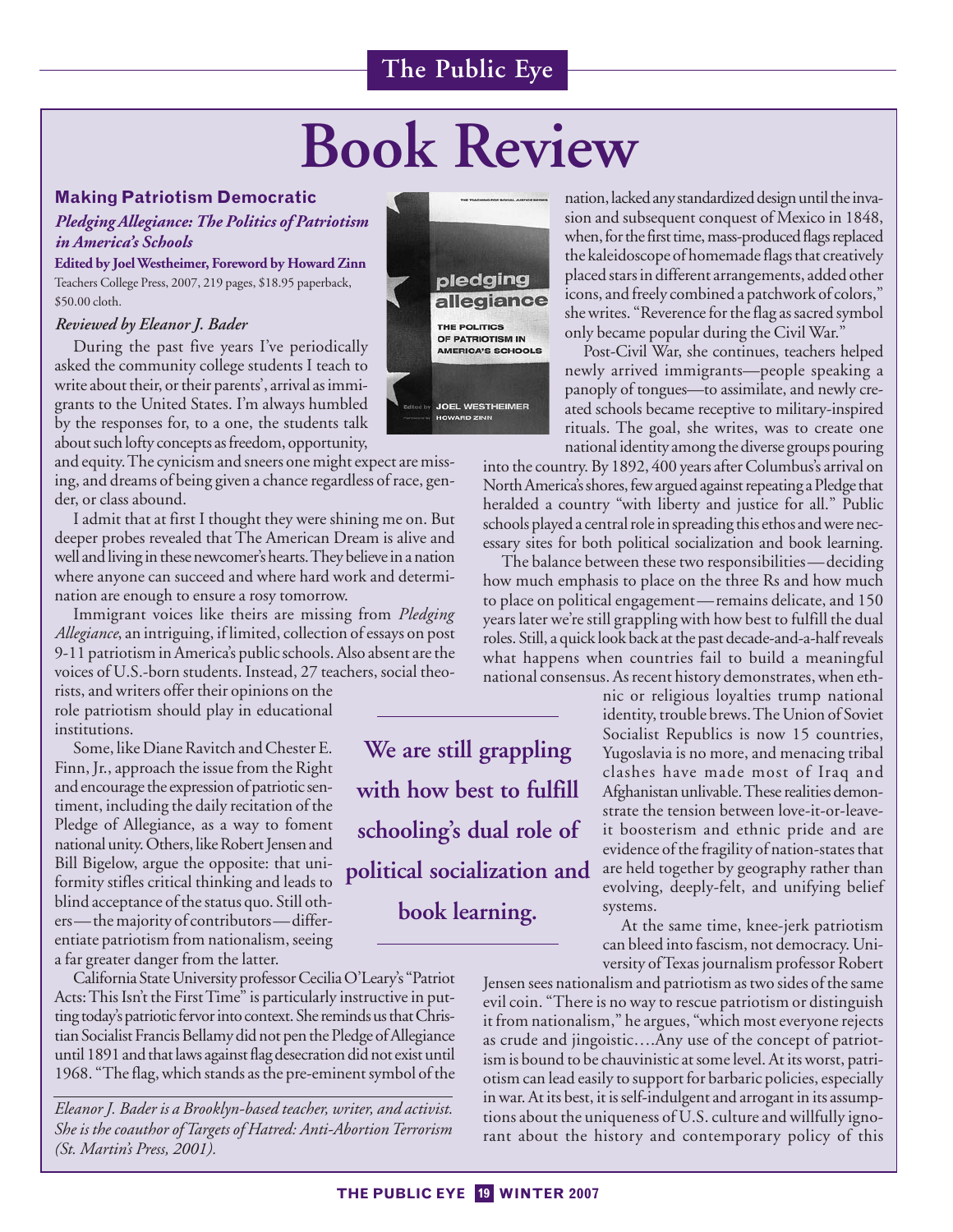# Book Review

### Making Patriotism Democratic

***Pledging Allegiance: The Politics of Patriotism in America's Schools***

**Edited by Joel Westheimer, Foreword by Howard Zinn**

Teachers College Press, 2007, 219 pages, $18.95 paperback, $50.00 cloth.

***Reviewed by Eleanor J. Bader***

During the past five years I've periodically asked the community college students I teach to write about their, or their parents', arrival as immigrants to the United States. I'm always humbled by the responses for, to a one, the students talk about such lofty concepts as freedom, opportunity, and equity. The cynicism and sneers one might expect are missing, and dreams of being given a chance regardless of race, gender, or class abound.

I admit that at first I thought they were shining me on. But deeper probes revealed that The American Dream is alive and well and living in these newcomer's hearts. They believe in a nation where anyone can succeed and where hard work and determination are enough to ensure a rosy tomorrow.

Immigrant voices like theirs are missing from *Pledging Allegiance*, an intriguing, if limited, collection of essays on post 9-11 patriotism in America's public schools. Also absent are the voices of U.S.-born students. Instead, 27 teachers, social theorists, and writers offer their opinions on the role patriotism should play in educational institutions.

Some, like Diane Ravitch and Chester E. Finn, Jr., approach the issue from the Right and encourage the expression of patriotic sentiment, including the daily recitation of the Pledge of Allegiance, as a way to foment national unity. Others, like Robert Jensen and Bill Bigelow, argue the opposite: that uniformity stifles critical thinking and leads to blind acceptance of the status quo. Still others—the majority of contributors—differentiate patriotism from nationalism, seeing a far greater danger from the latter.

California State University professor Cecilia O'Leary's "Patriot Acts: This Isn't the First Time" is particularly instructive in putting today's patriotic fervor into context. She reminds us that Christian Socialist Francis Bellamy did not pen the Pledge of Allegiance until 1891 and that laws against flag desecration did not exist until 1968. "The flag, which stands as the pre-eminent symbol of the nation, lacked any standardized design until the invasion and subsequent conquest of Mexico in 1848, when, for the first time, mass-produced flags replaced the kaleidoscope of homemade flags that creatively placed stars in different arrangements, added other icons, and freely combined a patchwork of colors," she writes. "Reverence for the flag as sacred symbol only became popular during the Civil War."

Post-Civil War, she continues, teachers helped newly arrived immigrants—people speaking a panoply of tongues—to assimilate, and newly created schools became receptive to military-inspired rituals. The goal, she writes, was to create one national identity among the diverse groups pouring into the country. By 1892, 400 years after Columbus's arrival on North America's shores, few argued against repeating a Pledge that heralded a country "with liberty and justice for all." Public schools played a central role in spreading this ethos and were necessary sites for both political socialization and book learning.

The balance between these two responsibilities—deciding how much emphasis to place on the three Rs and how much to place on political engagement—remains delicate, and 150 years later we're still grappling with how best to fulfill the dual roles. Still, a quick look back at the past decade-and-a-half reveals what happens when countries fail to build a meaningful national consensus. As recent history demonstrates, when ethnic or religious loyalties trump national identity, trouble brews. The Union of Soviet Socialist Republics is now 15 countries, Yugoslavia is no more, and menacing tribal clashes have made most of Iraq and Afghanistan unlivable. These realities demonstrate the tension between love-it-or-leave-it boosterism and ethnic pride and are evidence of the fragility of nation-states that are held together by geography rather than evolving, deeply-felt, and unifying belief systems.

**We are still grappling with how best to fulfill schooling's dual role of political socialization and book learning.**

At the same time, knee-jerk patriotism can bleed into fascism, not democracy. University of Texas journalism professor Robert Jensen sees nationalism and patriotism as two sides of the same evil coin. "There is no way to rescue patriotism or distinguish it from nationalism," he argues, "which most everyone rejects as crude and jingoistic….Any use of the concept of patriotism is bound to be chauvinistic at some level. At its worst, patriotism can lead easily to support for barbaric policies, especially in war. At its best, it is self-indulgent and arrogant in its assumptions about the uniqueness of U.S. culture and willfully ignorant about the history and contemporary policy of this

---

*Eleanor J. Bader is a Brooklyn-based teacher, writer, and activist. She is the coauthor of Targets of Hatred: Anti-Abortion Terrorism (St. Martin's Press, 2001).*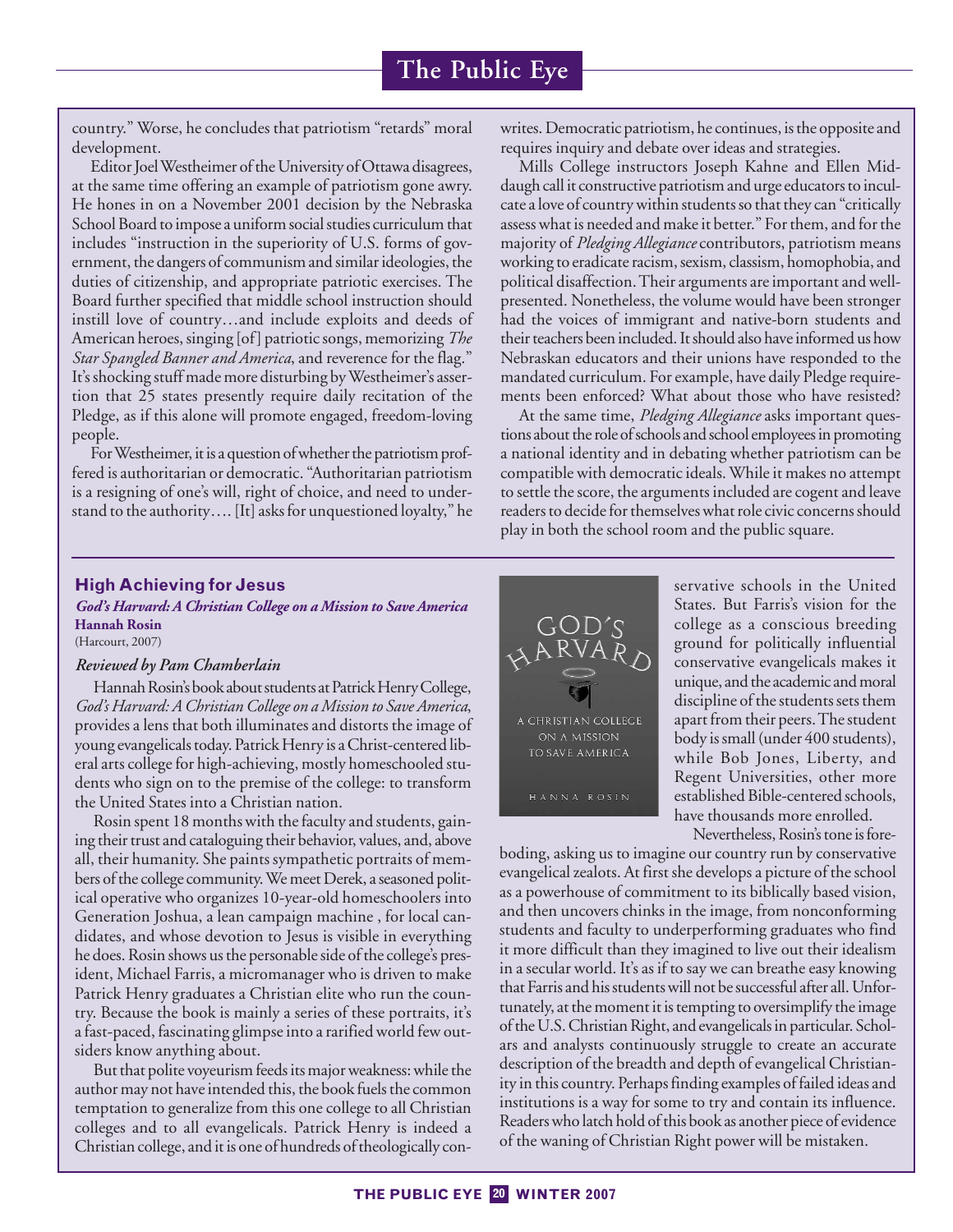country." Worse, he concludes that patriotism "retards" moral development.

Editor Joel Westheimer of the University of Ottawa disagrees, at the same time offering an example of patriotism gone awry. He hones in on a November 2001 decision by the Nebraska School Board to impose a uniform social studies curriculum that includes "instruction in the superiority of U.S. forms of government, the dangers of communism and similar ideologies, the duties of citizenship, and appropriate patriotic exercises. The Board further specified that middle school instruction should instill love of country…and include exploits and deeds of American heroes, singing [of] patriotic songs, memorizing *The Star Spangled Banner and America*, and reverence for the flag." It's shocking stuff made more disturbing by Westheimer's assertion that 25 states presently require daily recitation of the Pledge, as if this alone will promote engaged, freedom-loving people.

For Westheimer, it is a question of whether the patriotism proffered is authoritarian or democratic. "Authoritarian patriotism is a resigning of one's will, right of choice, and need to understand to the authority…. [It] asks for unquestioned loyalty," he writes. Democratic patriotism, he continues, is the opposite and requires inquiry and debate over ideas and strategies.

Mills College instructors Joseph Kahne and Ellen Middaugh call it constructive patriotism and urge educators to inculcate a love of country within students so that they can "critically assess what is needed and make it better." For them, and for the majority of *Pledging Allegiance* contributors, patriotism means working to eradicate racism, sexism, classism, homophobia, and political disaffection. Their arguments are important and well-presented. Nonetheless, the volume would have been stronger had the voices of immigrant and native-born students and their teachers been included. It should also have informed us how Nebraskan educators and their unions have responded to the mandated curriculum. For example, have daily Pledge requirements been enforced? What about those who have resisted?

At the same time, *Pledging Allegiance* asks important questions about the role of schools and school employees in promoting a national identity and in debating whether patriotism can be compatible with democratic ideals. While it makes no attempt to settle the score, the arguments included are cogent and leave readers to decide for themselves what role civic concerns should play in both the school room and the public square.

---

## High Achieving for Jesus

***God's Harvard: A Christian College on a Mission to Save America***
**Hannah Rosin**
(Harcourt, 2007)

***Reviewed by Pam Chamberlain***

Hannah Rosin's book about students at Patrick Henry College, *God's Harvard: A Christian College on a Mission to Save America*, provides a lens that both illuminates and distorts the image of young evangelicals today. Patrick Henry is a Christ-centered liberal arts college for high-achieving, mostly homeschooled students who sign on to the premise of the college: to transform the United States into a Christian nation.

Rosin spent 18 months with the faculty and students, gaining their trust and cataloguing their behavior, values, and, above all, their humanity. She paints sympathetic portraits of members of the college community. We meet Derek, a seasoned political operative who organizes 10-year-old homeschoolers into Generation Joshua, a lean campaign machine , for local candidates, and whose devotion to Jesus is visible in everything he does. Rosin shows us the personable side of the college's president, Michael Farris, a micromanager who is driven to make Patrick Henry graduates a Christian elite who run the country. Because the book is mainly a series of these portraits, it's a fast-paced, fascinating glimpse into a rarified world few outsiders know anything about.

But that polite voyeurism feeds its major weakness: while the author may not have intended this, the book fuels the common temptation to generalize from this one college to all Christian colleges and to all evangelicals. Patrick Henry is indeed a Christian college, and it is one of hundreds of theologically conservative schools in the United States. But Farris's vision for the college as a conscious breeding ground for politically influential conservative evangelicals makes it unique, and the academic and moral discipline of the students sets them apart from their peers. The student body is small (under 400 students), while Bob Jones, Liberty, and Regent Universities, other more established Bible-centered schools, have thousands more enrolled.

Nevertheless, Rosin's tone is foreboding, asking us to imagine our country run by conservative evangelical zealots. At first she develops a picture of the school as a powerhouse of commitment to its biblically based vision, and then uncovers chinks in the image, from nonconforming students and faculty to underperforming graduates who find it more difficult than they imagined to live out their idealism in a secular world. It's as if to say we can breathe easy knowing that Farris and his students will not be successful after all. Unfortunately, at the moment it is tempting to oversimplify the image of the U.S. Christian Right, and evangelicals in particular. Scholars and analysts continuously struggle to create an accurate description of the breadth and depth of evangelical Christianity in this country. Perhaps finding examples of failed ideas and institutions is a way for some to try and contain its influence. Readers who latch hold of this book as another piece of evidence of the waning of Christian Right power will be mistaken.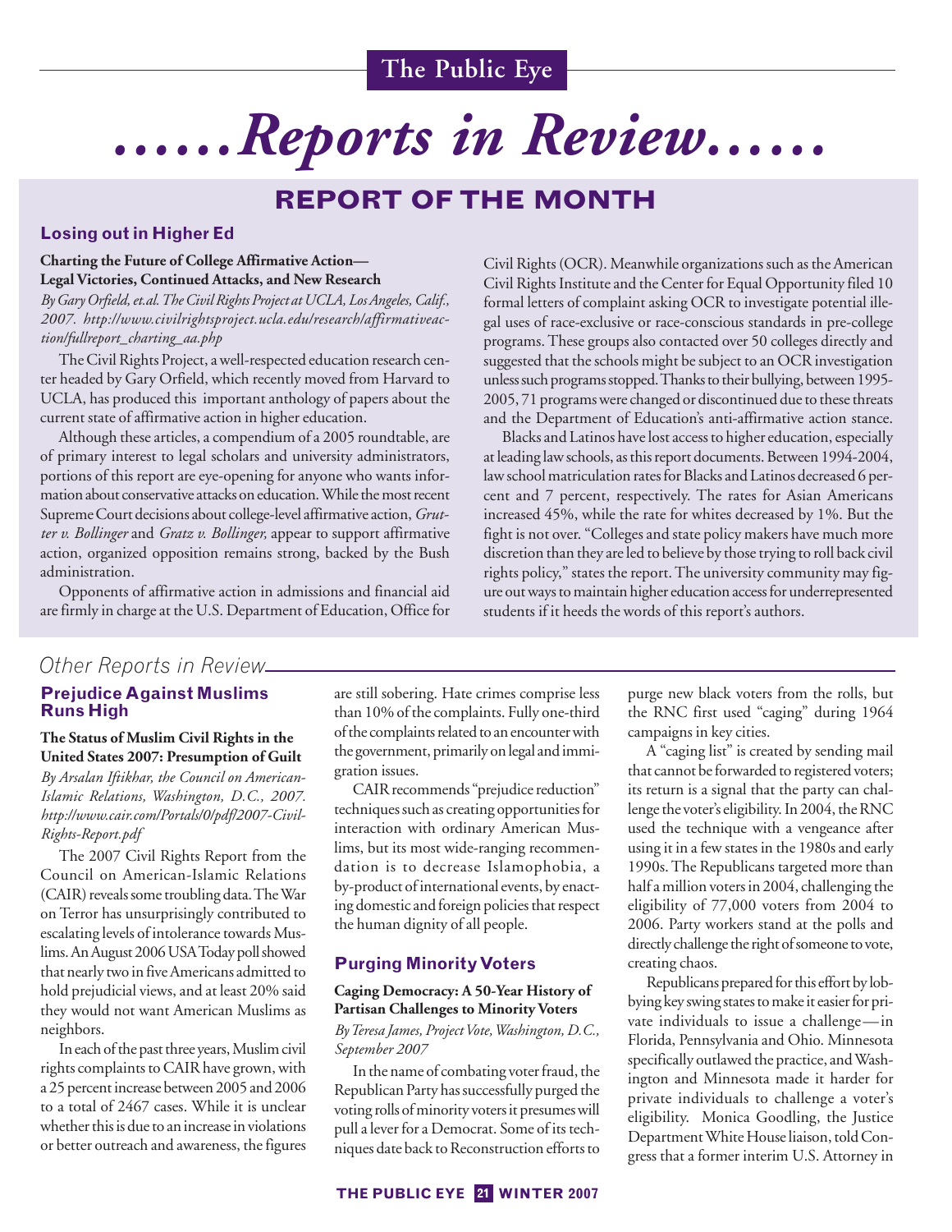# ......Reports in Review......

## REPORT OF THE MONTH

### Losing out in Higher Ed

**Charting the Future of College Affirmative Action—Legal Victories, Continued Attacks, and New Research**

*By Gary Orfield, et.al. The Civil Rights Project at UCLA, Los Angeles, Calif., 2007. http://www.civilrightsproject.ucla.edu/research/affirmativeaction/fullreport_charting_aa.php*

The Civil Rights Project, a well-respected education research center headed by Gary Orfield, which recently moved from Harvard to UCLA, has produced this important anthology of papers about the current state of affirmative action in higher education.

Although these articles, a compendium of a 2005 roundtable, are of primary interest to legal scholars and university administrators, portions of this report are eye-opening for anyone who wants information about conservative attacks on education. While the most recent Supreme Court decisions about college-level affirmative action, *Grutter v. Bollinger* and *Gratz v. Bollinger,* appear to support affirmative action, organized opposition remains strong, backed by the Bush administration.

Opponents of affirmative action in admissions and financial aid are firmly in charge at the U.S. Department of Education, Office for Civil Rights (OCR). Meanwhile organizations such as the American Civil Rights Institute and the Center for Equal Opportunity filed 10 formal letters of complaint asking OCR to investigate potential illegal uses of race-exclusive or race-conscious standards in pre-college programs. These groups also contacted over 50 colleges directly and suggested that the schools might be subject to an OCR investigation unless such programs stopped. Thanks to their bullying, between 1995-2005, 71 programs were changed or discontinued due to these threats and the Department of Education's anti-affirmative action stance.

Blacks and Latinos have lost access to higher education, especially at leading law schools, as this report documents. Between 1994-2004, law school matriculation rates for Blacks and Latinos decreased 6 percent and 7 percent, respectively. The rates for Asian Americans increased 45%, while the rate for whites decreased by 1%. But the fight is not over. "Colleges and state policy makers have much more discretion than they are led to believe by those trying to roll back civil rights policy," states the report. The university community may figure out ways to maintain higher education access for underrepresented students if it heeds the words of this report's authors.

## *Other Reports in Review*

### Prejudice Against Muslims Runs High

**The Status of Muslim Civil Rights in the United States 2007: Presumption of Guilt**

*By Arsalan Iftikhar, the Council on American-Islamic Relations, Washington, D.C., 2007. http://www.cair.com/Portals/0/pdf/2007-Civil-Rights-Report.pdf*

The 2007 Civil Rights Report from the Council on American-Islamic Relations (CAIR) reveals some troubling data. The War on Terror has unsurprisingly contributed to escalating levels of intolerance towards Muslims. An August 2006 USA Today poll showed that nearly two in five Americans admitted to hold prejudicial views, and at least 20% said they would not want American Muslims as neighbors.

In each of the past three years, Muslim civil rights complaints to CAIR have grown, with a 25 percent increase between 2005 and 2006 to a total of 2467 cases. While it is unclear whether this is due to an increase in violations or better outreach and awareness, the figures are still sobering. Hate crimes comprise less than 10% of the complaints. Fully one-third of the complaints related to an encounter with the government, primarily on legal and immigration issues.

CAIR recommends "prejudice reduction" techniques such as creating opportunities for interaction with ordinary American Muslims, but its most wide-ranging recommendation is to decrease Islamophobia, a by-product of international events, by enacting domestic and foreign policies that respect the human dignity of all people.

### Purging Minority Voters

**Caging Democracy: A 50-Year History of Partisan Challenges to Minority Voters**

*By Teresa James, Project Vote, Washington, D.C., September 2007*

In the name of combating voter fraud, the Republican Party has successfully purged the voting rolls of minority voters it presumes will pull a lever for a Democrat. Some of its techniques date back to Reconstruction efforts to purge new black voters from the rolls, but the RNC first used "caging" during 1964 campaigns in key cities.

A "caging list" is created by sending mail that cannot be forwarded to registered voters; its return is a signal that the party can challenge the voter's eligibility. In 2004, the RNC used the technique with a vengeance after using it in a few states in the 1980s and early 1990s. The Republicans targeted more than half a million voters in 2004, challenging the eligibility of 77,000 voters from 2004 to 2006. Party workers stand at the polls and directly challenge the right of someone to vote, creating chaos.

Republicans prepared for this effort by lobbying key swing states to make it easier for private individuals to issue a challenge—in Florida, Pennsylvania and Ohio. Minnesota specifically outlawed the practice, and Washington and Minnesota made it harder for private individuals to challenge a voter's eligibility. Monica Goodling, the Justice Department White House liaison, told Congress that a former interim U.S. Attorney in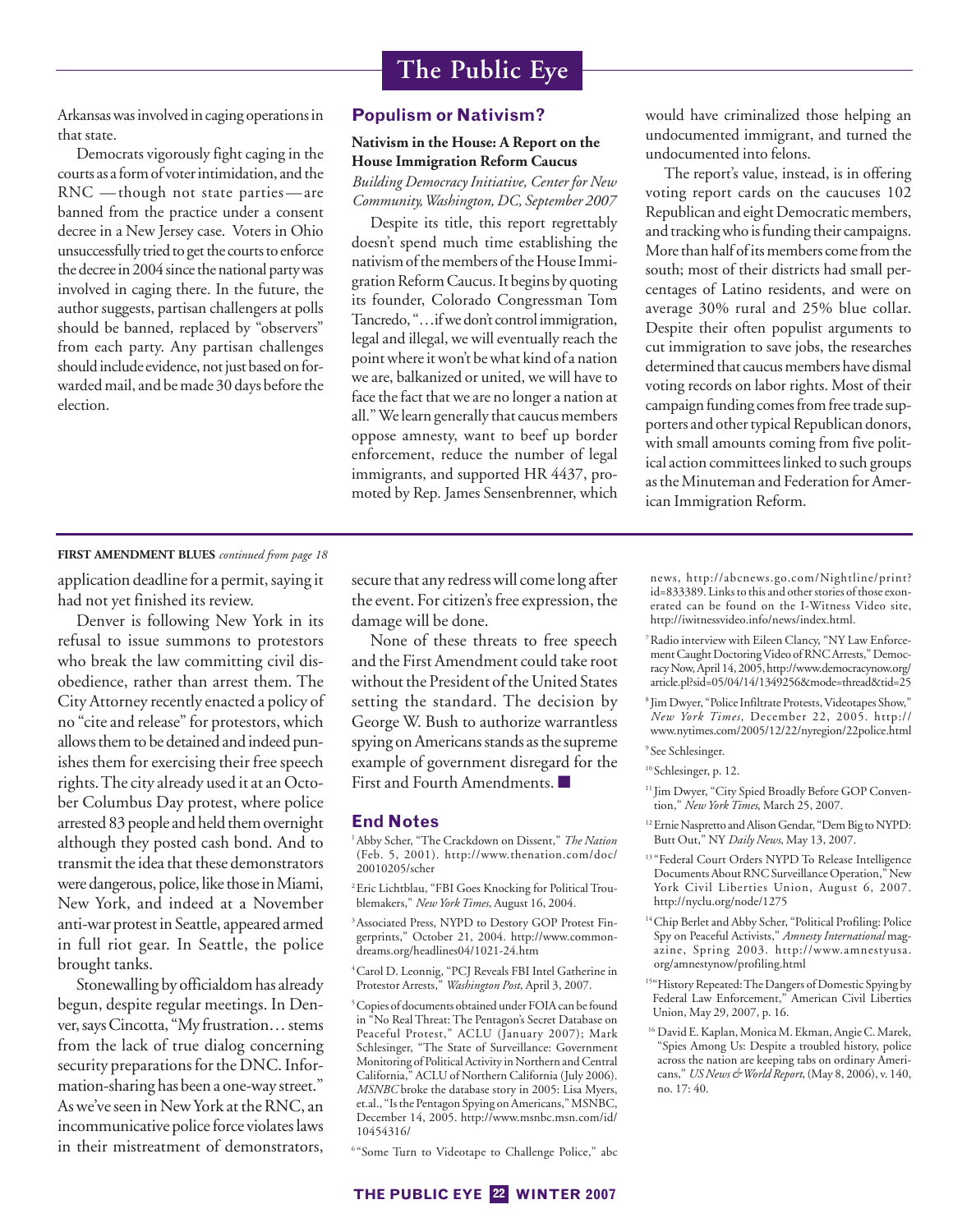Arkansas was involved in caging operations in that state.

Democrats vigorously fight caging in the courts as a form of voter intimidation, and the RNC —though not state parties—are banned from the practice under a consent decree in a New Jersey case. Voters in Ohio unsuccessfully tried to get the courts to enforce the decree in 2004 since the national party was involved in caging there. In the future, the author suggests, partisan challengers at polls should be banned, replaced by "observers" from each party. Any partisan challenges should include evidence, not just based on forwarded mail, and be made 30 days before the election.

## Populism or Nativism?

**Nativism in the House: A Report on the House Immigration Reform Caucus**
*Building Democracy Initiative, Center for New Community, Washington, DC, September 2007*

Despite its title, this report regrettably doesn't spend much time establishing the nativism of the members of the House Immigration Reform Caucus. It begins by quoting its founder, Colorado Congressman Tom Tancredo, "…if we don't control immigration, legal and illegal, we will eventually reach the point where it won't be what kind of a nation we are, balkanized or united, we will have to face the fact that we are no longer a nation at all." We learn generally that caucus members oppose amnesty, want to beef up border enforcement, reduce the number of legal immigrants, and supported HR 4437, promoted by Rep. James Sensenbrenner, which would have criminalized those helping an undocumented immigrant, and turned the undocumented into felons.

The report's value, instead, is in offering voting report cards on the caucuses 102 Republican and eight Democratic members, and tracking who is funding their campaigns. More than half of its members come from the south; most of their districts had small percentages of Latino residents, and were on average 30% rural and 25% blue collar. Despite their often populist arguments to cut immigration to save jobs, the researches determined that caucus members have dismal voting records on labor rights. Most of their campaign funding comes from free trade supporters and other typical Republican donors, with small amounts coming from five political action committees linked to such groups as the Minuteman and Federation for American Immigration Reform.

---

**FIRST AMENDMENT BLUES** *continued from page 18*

application deadline for a permit, saying it had not yet finished its review.

Denver is following New York in its refusal to issue summons to protestors who break the law committing civil disobedience, rather than arrest them. The City Attorney recently enacted a policy of no "cite and release" for protestors, which allows them to be detained and indeed punishes them for exercising their free speech rights. The city already used it at an October Columbus Day protest, where police arrested 83 people and held them overnight although they posted cash bond. And to transmit the idea that these demonstrators were dangerous, police, like those in Miami, New York, and indeed at a November anti-war protest in Seattle, appeared armed in full riot gear. In Seattle, the police brought tanks.

Stonewalling by officialdom has already begun, despite regular meetings. In Denver, says Cincotta, "My frustration… stems from the lack of true dialog concerning security preparations for the DNC. Information-sharing has been a one-way street." As we've seen in New York at the RNC, an incommunicative police force violates laws in their mistreatment of demonstrators, secure that any redress will come long after the event. For citizen's free expression, the damage will be done.

None of these threats to free speech and the First Amendment could take root without the President of the United States setting the standard. The decision by George W. Bush to authorize warrantless spying on Americans stands as the supreme example of government disregard for the First and Fourth Amendments. ■

## End Notes

[1] Abby Scher, "The Crackdown on Dissent," *The Nation* (Feb. 5, 2001). http://www.thenation.com/doc/20010205/scher

[2] Eric Lichtblau, "FBI Goes Knocking for Political Troublemakers," *New York Times,* August 16, 2004.

[3] Associated Press, NYPD to Destory GOP Protest Fingerprints," October 21, 2004. http://www.commondreams.org/headlines04/1021-24.htm

[4] Carol D. Leonnig, "PCJ Reveals FBI Intel Gatherine in Protestor Arrests," *Washington Post*, April 3, 2007.

[5] Copies of documents obtained under FOIA can be found in "No Real Threat: The Pentagon's Secret Database on Peaceful Protest," ACLU (January 2007); Mark Schlesinger, "The State of Surveillance: Government Monitoring of Political Activity in Northern and Central California," ACLU of Northern California (July 2006). *MSNBC* broke the database story in 2005: Lisa Myers, et.al., "Is the Pentagon Spying on Americans," MSNBC, December 14, 2005. http://www.msnbc.msn.com/id/10454316/

[6] "Some Turn to Videotape to Challenge Police," abc news, http://abcnews.go.com/Nightline/print?id=833389. Links to this and other stories of those exonerated can be found on the I-Witness Video site, http://iwitnessvideo.info/news/index.html.

[7] Radio interview with Eileen Clancy, "NY Law Enforcement Caught Doctoring Video of RNC Arrests," Democracy Now, April 14, 2005, http://www.democracynow.org/article.pl?sid=05/04/14/1349256&mode=thread&tid=25

[8] Jim Dwyer, "Police Infiltrate Protests, Videotapes Show," *New York Times*, December 22, 2005. http://www.nytimes.com/2005/12/22/nyregion/22police.html

[9] See Schlesinger.

[10] Schlesinger, p. 12.

[11] Jim Dwyer, "City Spied Broadly Before GOP Convention," *New York Times*, March 25, 2007.

[12] Ernie Naspretto and Alison Gendar, "Dem Big to NYPD: Butt Out," NY *Daily News*, May 13, 2007.

[13] "Federal Court Orders NYPD To Release Intelligence Documents About RNC Surveillance Operation," New York Civil Liberties Union, August 6, 2007. http://nyclu.org/node/1275

[14] Chip Berlet and Abby Scher, "Political Profiling: Police Spy on Peaceful Activists," *Amnesty International* magazine, Spring 2003. http://www.amnestyusa.org/amnestynow/profiling.html

[15] "History Repeated: The Dangers of Domestic Spying by Federal Law Enforcement," American Civil Liberties Union, May 29, 2007, p. 16.

[16] David E. Kaplan, Monica M. Ekman, Angie C. Marek, "Spies Among Us: Despite a troubled history, police across the nation are keeping tabs on ordinary Americans," *US News & World Report*, (May 8, 2006), v. 140, no. 17: 40.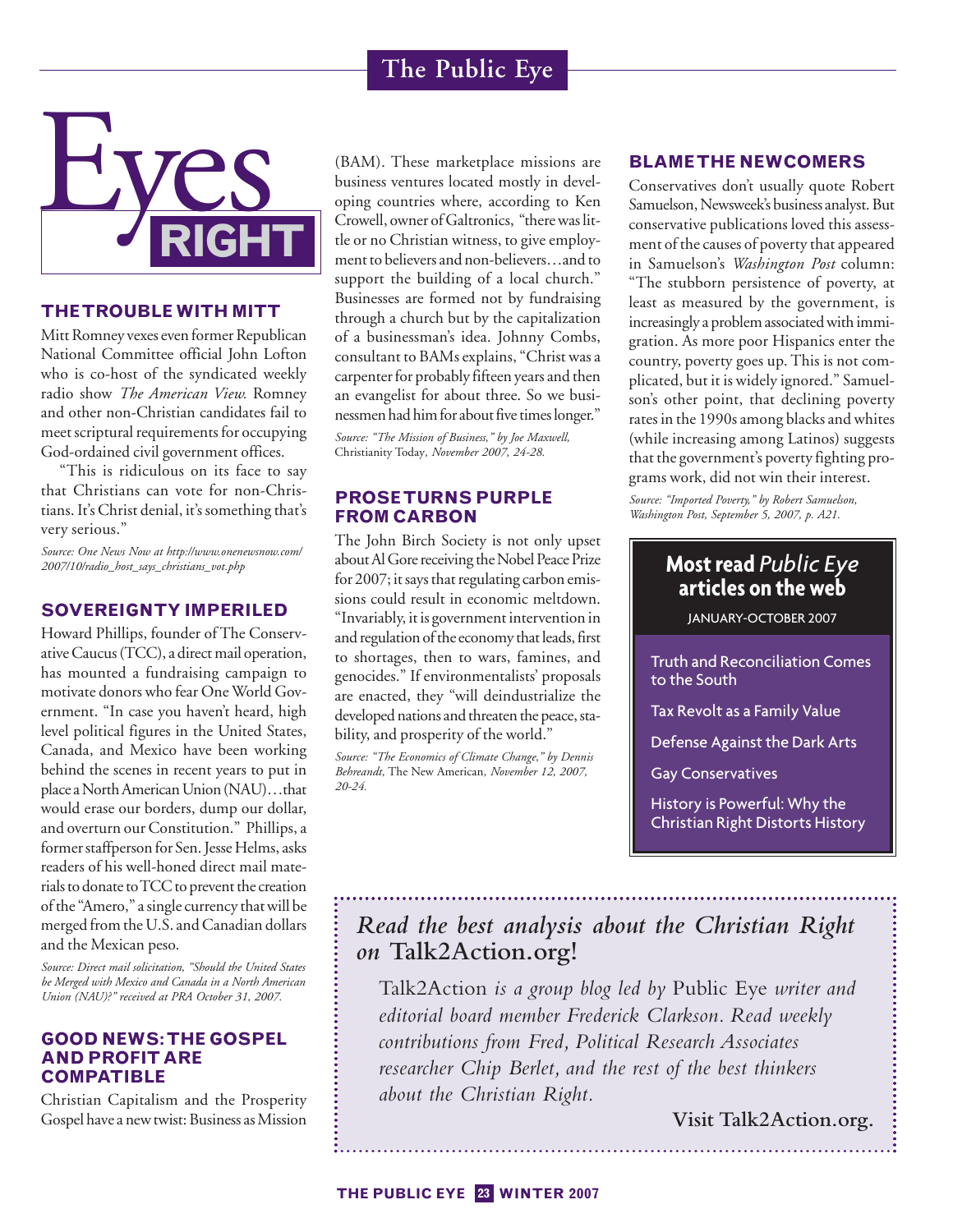# Eyes RIGHT

### THE TROUBLE WITH MITT

Mitt Romney vexes even former Republican National Committee official John Lofton who is co-host of the syndicated weekly radio show *The American View.* Romney and other non-Christian candidates fail to meet scriptural requirements for occupying God-ordained civil government offices.

"This is ridiculous on its face to say that Christians can vote for non-Christians. It's Christ denial, it's something that's very serious."

*Source: One News Now at http://www.onenewsnow.com/2007/10/radio_host_says_christians_vot.php*

### SOVEREIGNTY IMPERILED

Howard Phillips, founder of The Conservative Caucus (TCC), a direct mail operation, has mounted a fundraising campaign to motivate donors who fear One World Government. "In case you haven't heard, high level political figures in the United States, Canada, and Mexico have been working behind the scenes in recent years to put in place a North American Union (NAU)…that would erase our borders, dump our dollar, and overturn our Constitution." Phillips, a former staffperson for Sen. Jesse Helms, asks readers of his well-honed direct mail materials to donate to TCC to prevent the creation of the "Amero," a single currency that will be merged from the U.S. and Canadian dollars and the Mexican peso.

*Source: Direct mail solicitation, "Should the United States be Merged with Mexico and Canada in a North American Union (NAU)?" received at PRA October 31, 2007.*

### GOOD NEWS: THE GOSPEL AND PROFIT ARE COMPATIBLE

Christian Capitalism and the Prosperity Gospel have a new twist: Business as Mission (BAM). These marketplace missions are business ventures located mostly in developing countries where, according to Ken Crowell, owner of Galtronics, "there was little or no Christian witness, to give employment to believers and non-believers…and to support the building of a local church." Businesses are formed not by fundraising through a church but by the capitalization of a businessman's idea. Johnny Combs, consultant to BAMs explains, "Christ was a carpenter for probably fifteen years and then an evangelist for about three. So we businessmen had him for about five times longer."

*Source: "The Mission of Business," by Joe Maxwell,* Christianity Today*, November 2007, 24-28.*

### PROSE TURNS PURPLE FROM CARBON

The John Birch Society is not only upset about Al Gore receiving the Nobel Peace Prize for 2007; it says that regulating carbon emissions could result in economic meltdown. "Invariably, it is government intervention in and regulation of the economy that leads, first to shortages, then to wars, famines, and genocides." If environmentalists' proposals are enacted, they "will deindustrialize the developed nations and threaten the peace, stability, and prosperity of the world."

*Source: "The Economics of Climate Change," by Dennis Behreandt,* The New American*, November 12, 2007, 20-24.*

### BLAME THE NEWCOMERS

Conservatives don't usually quote Robert Samuelson, Newsweek's business analyst. But conservative publications loved this assessment of the causes of poverty that appeared in Samuelson's *Washington Post* column: "The stubborn persistence of poverty, at least as measured by the government, is increasingly a problem associated with immigration. As more poor Hispanics enter the country, poverty goes up. This is not complicated, but it is widely ignored." Samuelson's other point, that declining poverty rates in the 1990s among blacks and whites (while increasing among Latinos) suggests that the government's poverty fighting programs work, did not win their interest.

*Source: "Imported Poverty," by Robert Samuelson, Washington Post, September 5, 2007, p. A21.*

**Most read *Public Eye* articles on the web**

JANUARY-OCTOBER 2007

- Truth and Reconciliation Comes to the South
- Tax Revolt as a Family Value
- Defense Against the Dark Arts
- Gay Conservatives
- History is Powerful: Why the Christian Right Distorts History

*Read the best analysis about the Christian Right on* **Talk2Action.org!**

Talk2Action *is a group blog led by* Public Eye *writer and editorial board member Frederick Clarkson. Read weekly contributions from Fred, Political Research Associates researcher Chip Berlet, and the rest of the best thinkers about the Christian Right.*

**Visit Talk2Action.org.**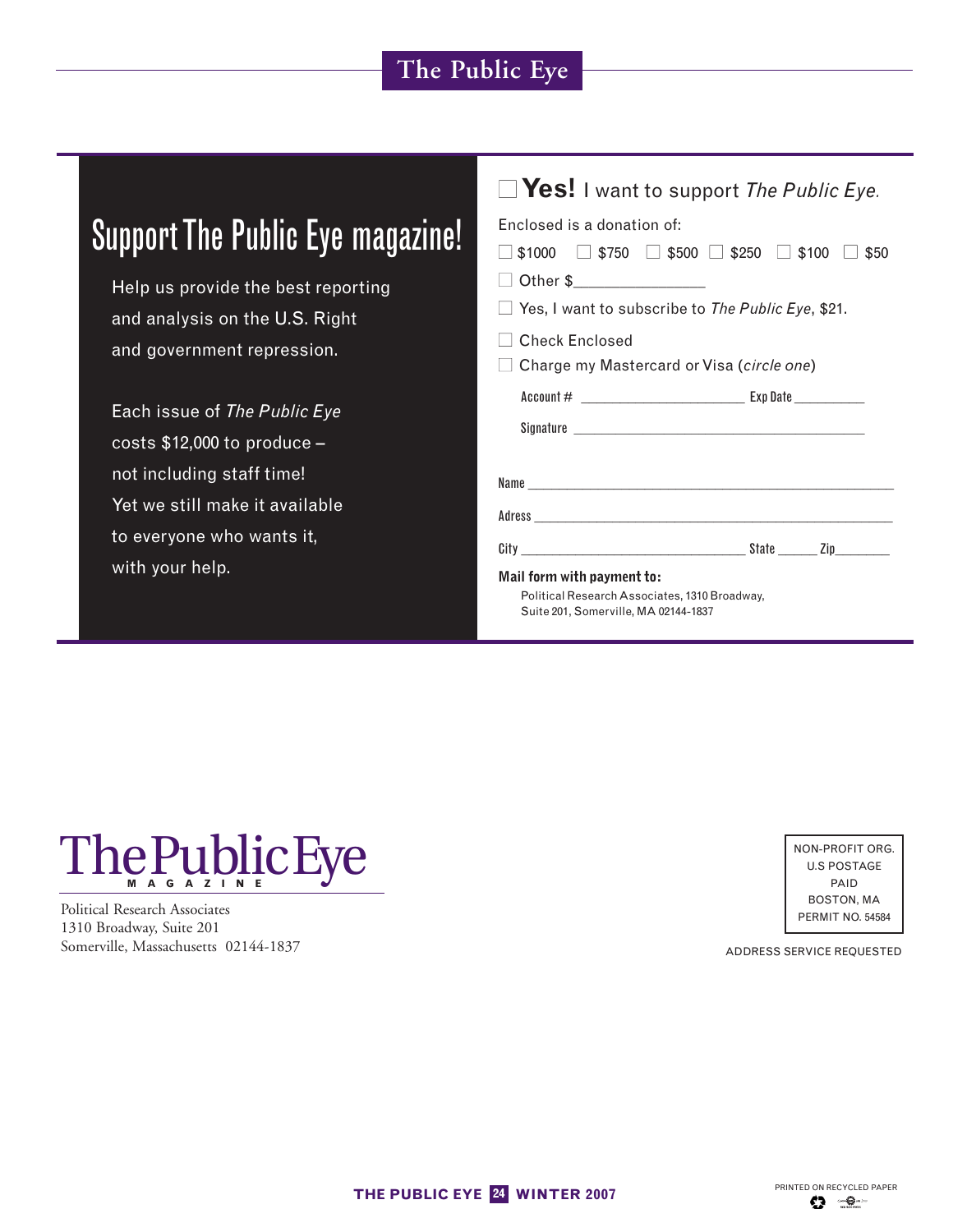# Support The Public Eye magazine!

Help us provide the best reporting and analysis on the U.S. Right and government repression.

Each issue of *The Public Eye* costs $12,000 to produce – not including staff time! Yet we still make it available to everyone who wants it, with your help.

☐ **Yes!** I want to support *The Public Eye*.

Enclosed is a donation of:

☐ $1000 ☐ $750 ☐ $500 ☐ $250 ☐ $100 ☐ $50

☐ Other $_______________

☐ Yes, I want to subscribe to *The Public Eye*, $21.

☐ Check Enclosed

☐ Charge my Mastercard or Visa (*circle one*)

Account # _______________________ Exp Date __________

Signature ________________________________________

Name ____________________________________________________

Adress ___________________________________________________

City _______________________________ State ______ Zip________

**Mail form with payment to:**

Political Research Associates, 1310 Broadway, Suite 201, Somerville, MA 02144-1837

The Public Eye MAGAZINE

Political Research Associates
1310 Broadway, Suite 201
Somerville, Massachusetts 02144-1837

NON-PROFIT ORG.
U.S POSTAGE
PAID
BOSTON, MA
PERMIT NO. 54584

ADDRESS SERVICE REQUESTED

PRINTED ON RECYCLED PAPER